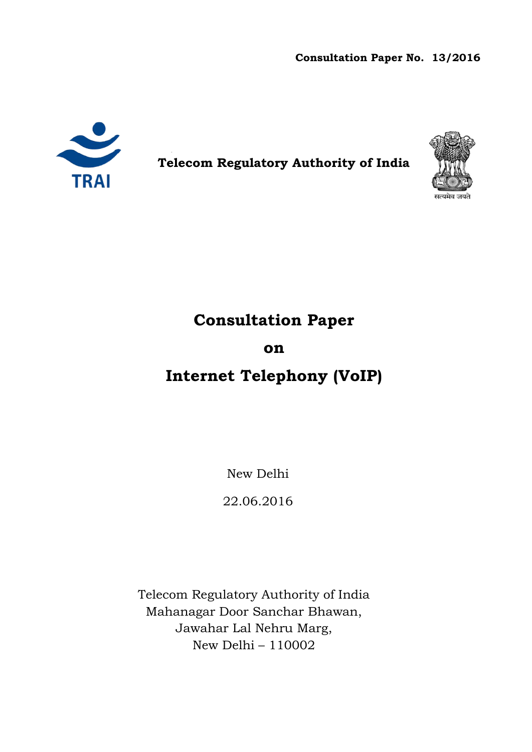**Consultation Paper No. 13/2016**

**Telecom Regulatory Authority of India**

# Consultation Paper

# on

# Internet Telephony (VoIP)

New Delhi

22.06.2016

Telecom Regulatory Authority of India
Mahanagar Door Sanchar Bhawan,
Jawahar Lal Nehru Marg,
New Delhi – 110002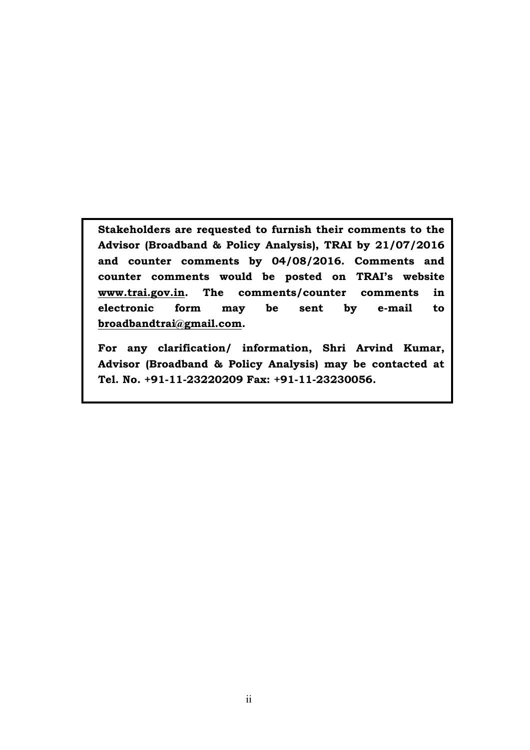**Stakeholders are requested to furnish their comments to the Advisor (Broadband & Policy Analysis), TRAI by 21/07/2016 and counter comments by 04/08/2016. Comments and counter comments would be posted on TRAI's website [www.trai.gov.in](http://www.trai.gov.in). The comments/counter comments in electronic form may be sent by e-mail to [broadbandtrai@gmail.com](mailto:broadbandtrai@gmail.com).**

**For any clarification/ information, Shri Arvind Kumar, Advisor (Broadband & Policy Analysis) may be contacted at Tel. No. +91-11-23220209 Fax: +91-11-23230056.**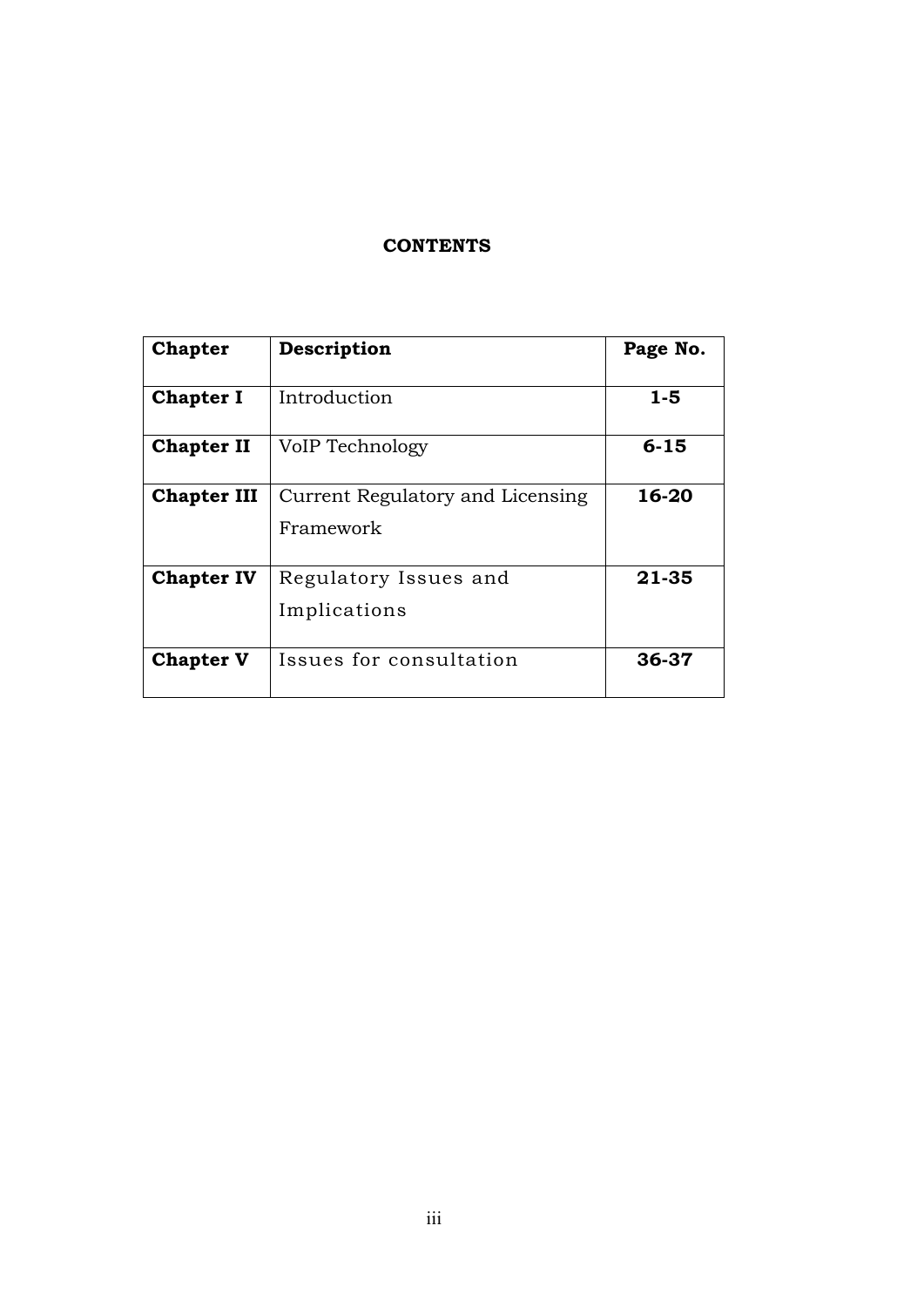## CONTENTS

| **Chapter** | **Description** | **Page No.** |
|---|---|---|
| **Chapter I** | Introduction | **1-5** |
| **Chapter II** | VoIP Technology | **6-15** |
| **Chapter III** | Current Regulatory and Licensing Framework | **16-20** |
| **Chapter IV** | Regulatory Issues and Implications | **21-35** |
| **Chapter V** | Issues for consultation | **36-37** |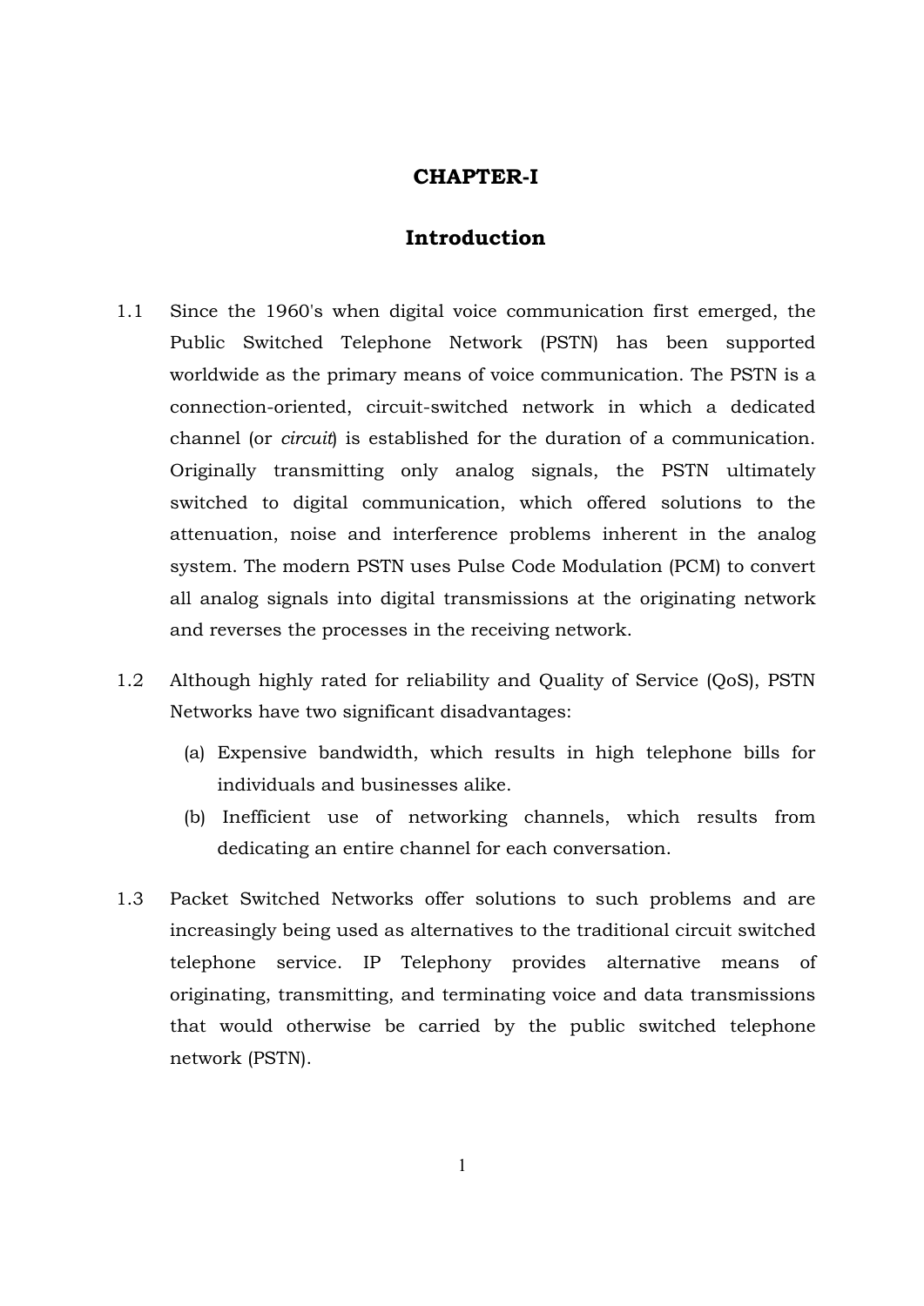# CHAPTER-I

## Introduction

1.1 Since the 1960's when digital voice communication first emerged, the Public Switched Telephone Network (PSTN) has been supported worldwide as the primary means of voice communication. The PSTN is a connection-oriented, circuit-switched network in which a dedicated channel (or *circuit*) is established for the duration of a communication. Originally transmitting only analog signals, the PSTN ultimately switched to digital communication, which offered solutions to the attenuation, noise and interference problems inherent in the analog system. The modern PSTN uses Pulse Code Modulation (PCM) to convert all analog signals into digital transmissions at the originating network and reverses the processes in the receiving network.

1.2 Although highly rated for reliability and Quality of Service (QoS), PSTN Networks have two significant disadvantages:

(a) Expensive bandwidth, which results in high telephone bills for individuals and businesses alike.

(b) Inefficient use of networking channels, which results from dedicating an entire channel for each conversation.

1.3 Packet Switched Networks offer solutions to such problems and are increasingly being used as alternatives to the traditional circuit switched telephone service. IP Telephony provides alternative means of originating, transmitting, and terminating voice and data transmissions that would otherwise be carried by the public switched telephone network (PSTN).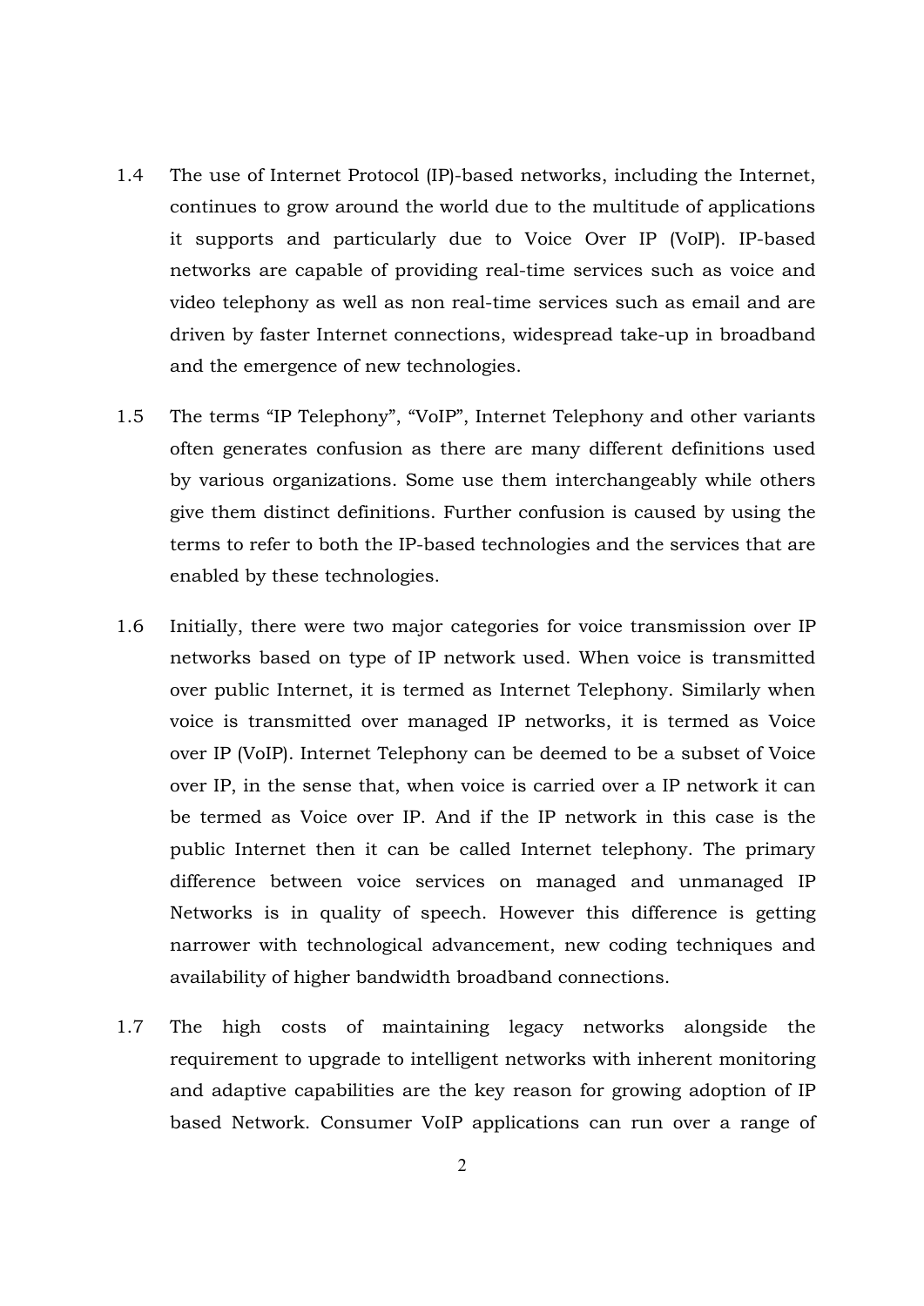1.4 The use of Internet Protocol (IP)-based networks, including the Internet, continues to grow around the world due to the multitude of applications it supports and particularly due to Voice Over IP (VoIP). IP-based networks are capable of providing real-time services such as voice and video telephony as well as non real-time services such as email and are driven by faster Internet connections, widespread take-up in broadband and the emergence of new technologies.

1.5 The terms "IP Telephony", "VoIP", Internet Telephony and other variants often generates confusion as there are many different definitions used by various organizations. Some use them interchangeably while others give them distinct definitions. Further confusion is caused by using the terms to refer to both the IP-based technologies and the services that are enabled by these technologies.

1.6 Initially, there were two major categories for voice transmission over IP networks based on type of IP network used. When voice is transmitted over public Internet, it is termed as Internet Telephony. Similarly when voice is transmitted over managed IP networks, it is termed as Voice over IP (VoIP). Internet Telephony can be deemed to be a subset of Voice over IP, in the sense that, when voice is carried over a IP network it can be termed as Voice over IP. And if the IP network in this case is the public Internet then it can be called Internet telephony. The primary difference between voice services on managed and unmanaged IP Networks is in quality of speech. However this difference is getting narrower with technological advancement, new coding techniques and availability of higher bandwidth broadband connections.

1.7 The high costs of maintaining legacy networks alongside the requirement to upgrade to intelligent networks with inherent monitoring and adaptive capabilities are the key reason for growing adoption of IP based Network. Consumer VoIP applications can run over a range of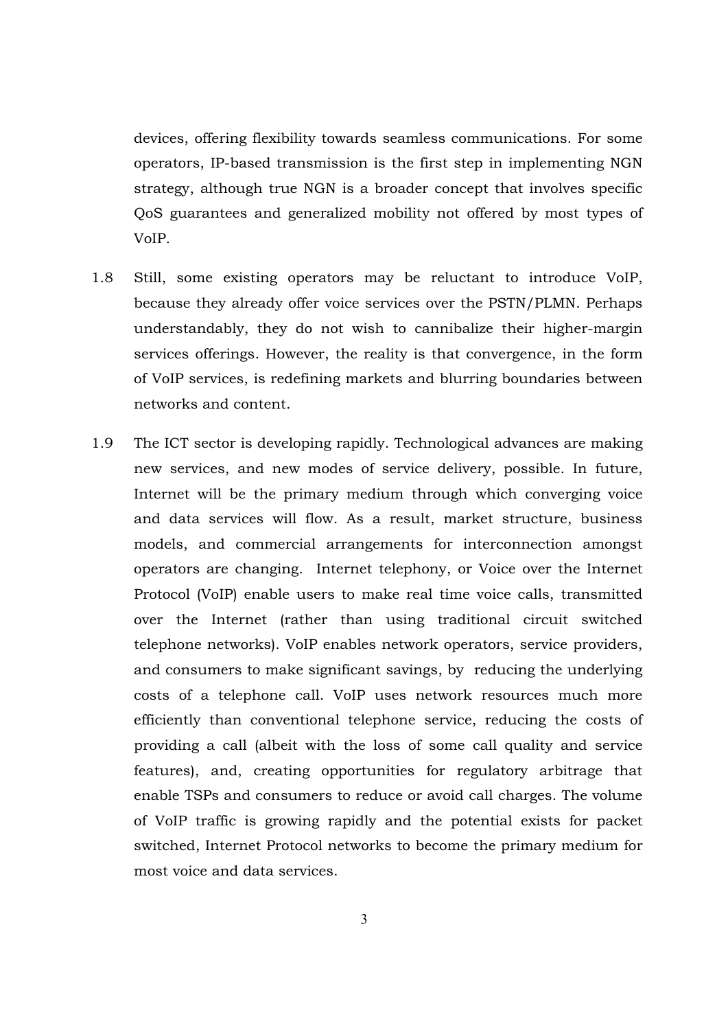devices, offering flexibility towards seamless communications. For some operators, IP-based transmission is the first step in implementing NGN strategy, although true NGN is a broader concept that involves specific QoS guarantees and generalized mobility not offered by most types of VoIP.

1.8 Still, some existing operators may be reluctant to introduce VoIP, because they already offer voice services over the PSTN/PLMN. Perhaps understandably, they do not wish to cannibalize their higher-margin services offerings. However, the reality is that convergence, in the form of VoIP services, is redefining markets and blurring boundaries between networks and content.

1.9 The ICT sector is developing rapidly. Technological advances are making new services, and new modes of service delivery, possible. In future, Internet will be the primary medium through which converging voice and data services will flow. As a result, market structure, business models, and commercial arrangements for interconnection amongst operators are changing. Internet telephony, or Voice over the Internet Protocol (VoIP) enable users to make real time voice calls, transmitted over the Internet (rather than using traditional circuit switched telephone networks). VoIP enables network operators, service providers, and consumers to make significant savings, by reducing the underlying costs of a telephone call. VoIP uses network resources much more efficiently than conventional telephone service, reducing the costs of providing a call (albeit with the loss of some call quality and service features), and, creating opportunities for regulatory arbitrage that enable TSPs and consumers to reduce or avoid call charges. The volume of VoIP traffic is growing rapidly and the potential exists for packet switched, Internet Protocol networks to become the primary medium for most voice and data services.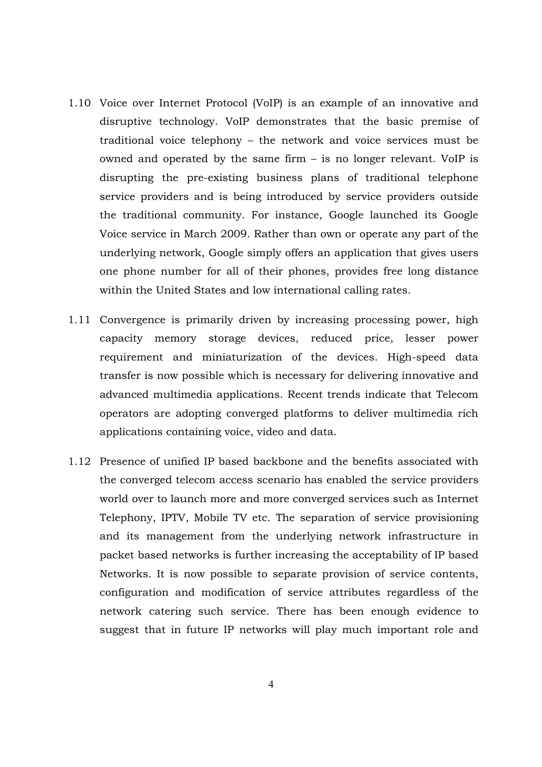1.10 Voice over Internet Protocol (VoIP) is an example of an innovative and disruptive technology. VoIP demonstrates that the basic premise of traditional voice telephony – the network and voice services must be owned and operated by the same firm – is no longer relevant. VoIP is disrupting the pre-existing business plans of traditional telephone service providers and is being introduced by service providers outside the traditional community. For instance, Google launched its Google Voice service in March 2009. Rather than own or operate any part of the underlying network, Google simply offers an application that gives users one phone number for all of their phones, provides free long distance within the United States and low international calling rates.

1.11 Convergence is primarily driven by increasing processing power, high capacity memory storage devices, reduced price, lesser power requirement and miniaturization of the devices. High-speed data transfer is now possible which is necessary for delivering innovative and advanced multimedia applications. Recent trends indicate that Telecom operators are adopting converged platforms to deliver multimedia rich applications containing voice, video and data.

1.12 Presence of unified IP based backbone and the benefits associated with the converged telecom access scenario has enabled the service providers world over to launch more and more converged services such as Internet Telephony, IPTV, Mobile TV etc. The separation of service provisioning and its management from the underlying network infrastructure in packet based networks is further increasing the acceptability of IP based Networks. It is now possible to separate provision of service contents, configuration and modification of service attributes regardless of the network catering such service. There has been enough evidence to suggest that in future IP networks will play much important role and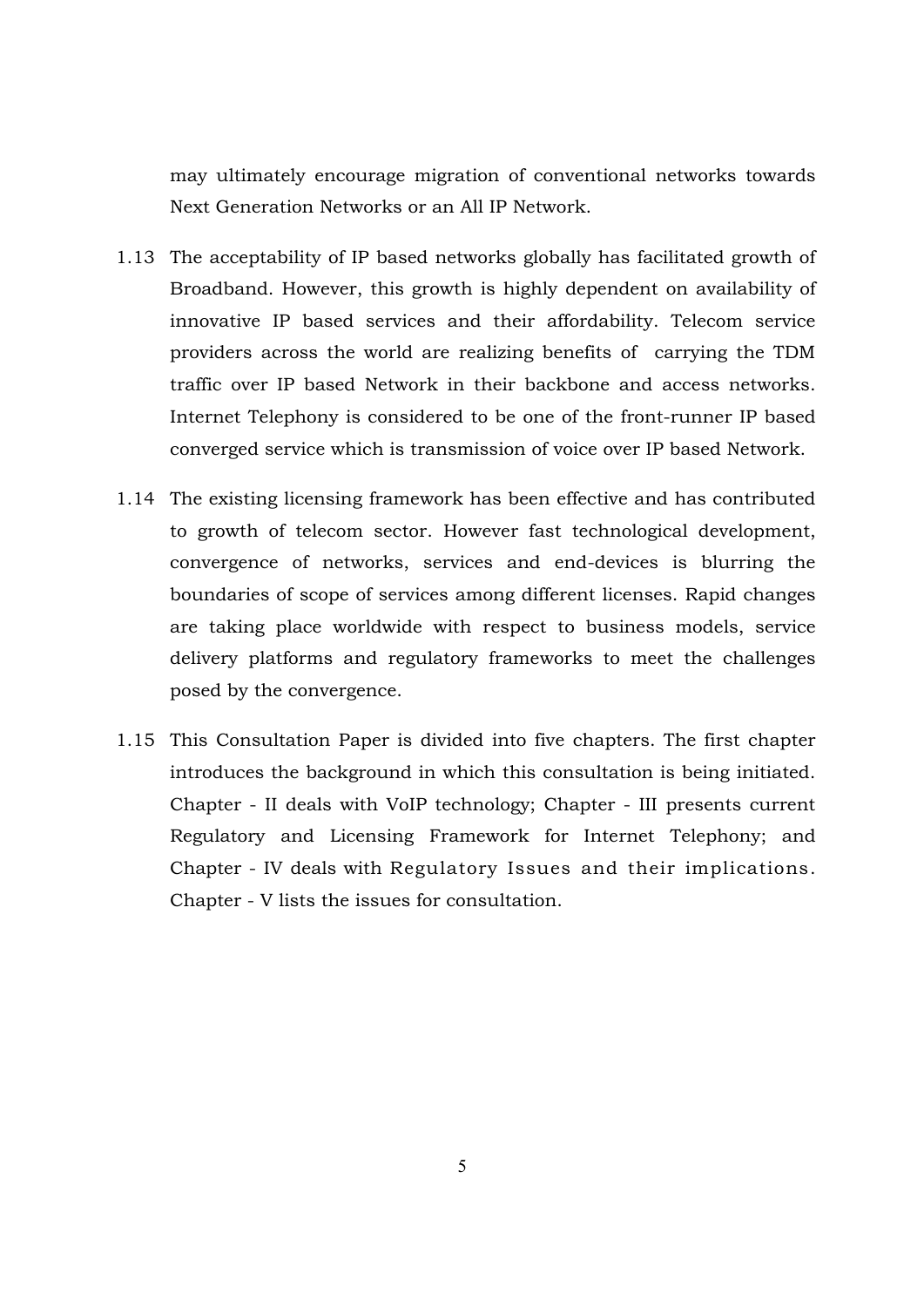may ultimately encourage migration of conventional networks towards Next Generation Networks or an All IP Network.

1.13 The acceptability of IP based networks globally has facilitated growth of Broadband. However, this growth is highly dependent on availability of innovative IP based services and their affordability. Telecom service providers across the world are realizing benefits of carrying the TDM traffic over IP based Network in their backbone and access networks. Internet Telephony is considered to be one of the front-runner IP based converged service which is transmission of voice over IP based Network.

1.14 The existing licensing framework has been effective and has contributed to growth of telecom sector. However fast technological development, convergence of networks, services and end-devices is blurring the boundaries of scope of services among different licenses. Rapid changes are taking place worldwide with respect to business models, service delivery platforms and regulatory frameworks to meet the challenges posed by the convergence.

1.15 This Consultation Paper is divided into five chapters. The first chapter introduces the background in which this consultation is being initiated. Chapter - II deals with VoIP technology; Chapter - III presents current Regulatory and Licensing Framework for Internet Telephony; and Chapter - IV deals with Regulatory Issues and their implications. Chapter - V lists the issues for consultation.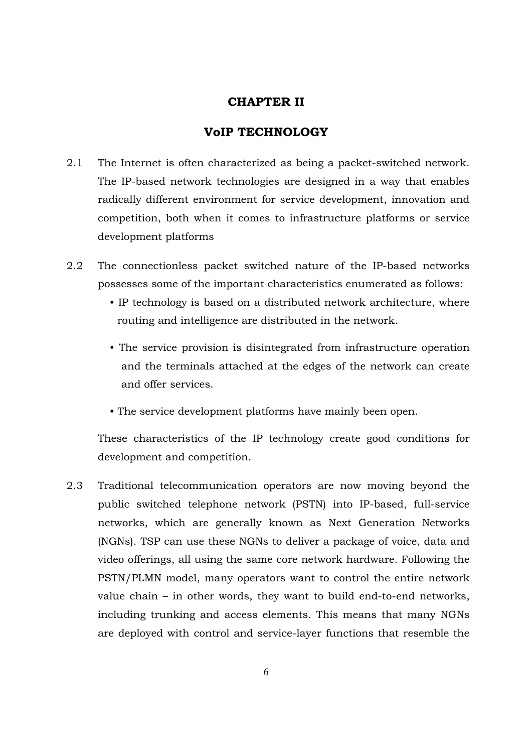# CHAPTER II

## VoIP TECHNOLOGY

2.1 The Internet is often characterized as being a packet-switched network. The IP-based network technologies are designed in a way that enables radically different environment for service development, innovation and competition, both when it comes to infrastructure platforms or service development platforms

2.2 The connectionless packet switched nature of the IP-based networks possesses some of the important characteristics enumerated as follows:

- IP technology is based on a distributed network architecture, where routing and intelligence are distributed in the network.
- The service provision is disintegrated from infrastructure operation and the terminals attached at the edges of the network can create and offer services.
- The service development platforms have mainly been open.

These characteristics of the IP technology create good conditions for development and competition.

2.3 Traditional telecommunication operators are now moving beyond the public switched telephone network (PSTN) into IP-based, full-service networks, which are generally known as Next Generation Networks (NGNs). TSP can use these NGNs to deliver a package of voice, data and video offerings, all using the same core network hardware. Following the PSTN/PLMN model, many operators want to control the entire network value chain – in other words, they want to build end-to-end networks, including trunking and access elements. This means that many NGNs are deployed with control and service-layer functions that resemble the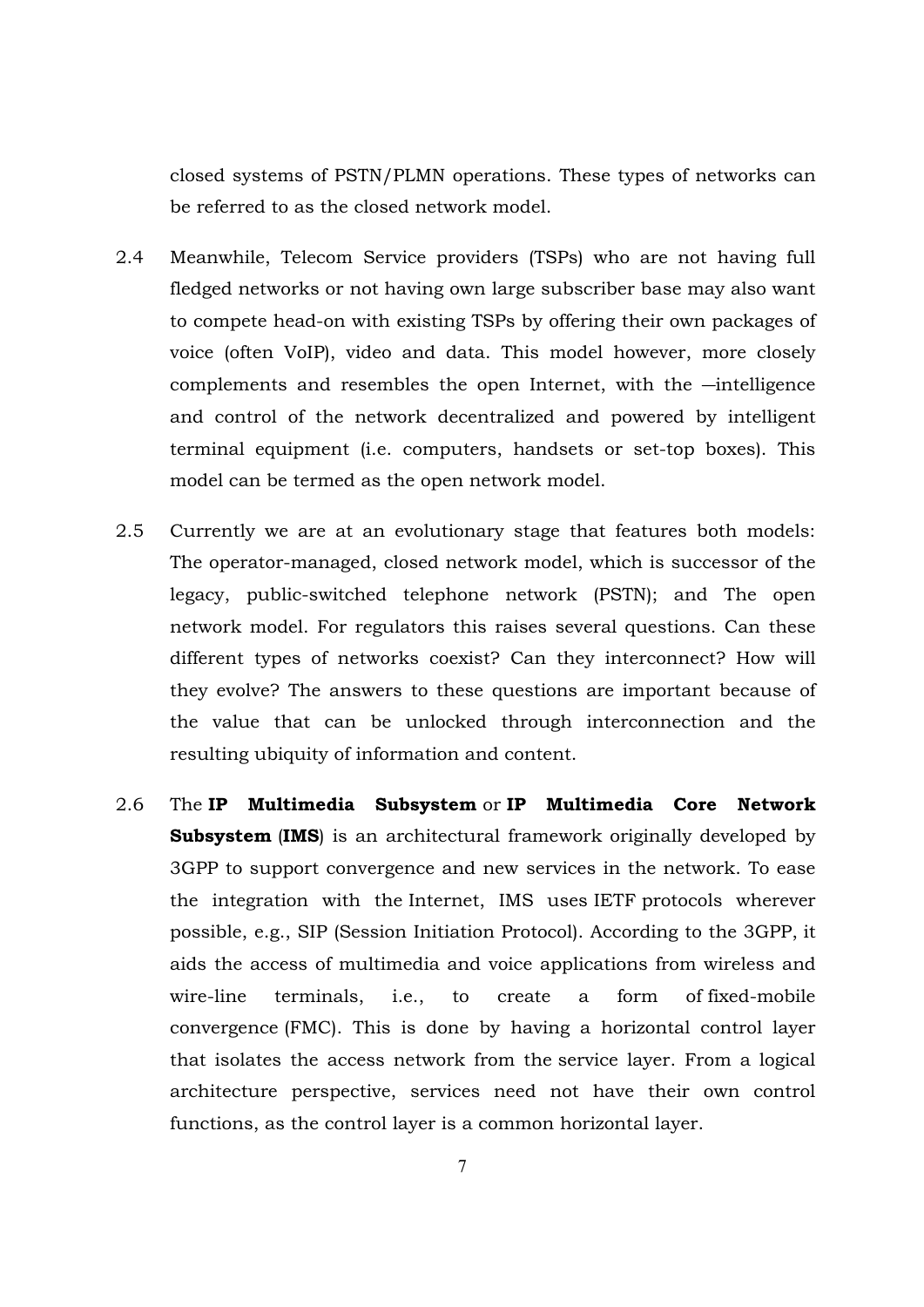closed systems of PSTN/PLMN operations. These types of networks can be referred to as the closed network model.

2.4 Meanwhile, Telecom Service providers (TSPs) who are not having full fledged networks or not having own large subscriber base may also want to compete head-on with existing TSPs by offering their own packages of voice (often VoIP), video and data. This model however, more closely complements and resembles the open Internet, with the ―intelligence and control of the network decentralized and powered by intelligent terminal equipment (i.e. computers, handsets or set-top boxes). This model can be termed as the open network model.

2.5 Currently we are at an evolutionary stage that features both models: The operator-managed, closed network model, which is successor of the legacy, public-switched telephone network (PSTN); and The open network model. For regulators this raises several questions. Can these different types of networks coexist? Can they interconnect? How will they evolve? The answers to these questions are important because of the value that can be unlocked through interconnection and the resulting ubiquity of information and content.

2.6 The **IP Multimedia Subsystem** or **IP Multimedia Core Network Subsystem** (**IMS**) is an architectural framework originally developed by 3GPP to support convergence and new services in the network. To ease the integration with the Internet, IMS uses IETF protocols wherever possible, e.g., SIP (Session Initiation Protocol). According to the 3GPP, it aids the access of multimedia and voice applications from wireless and wire-line terminals, i.e., to create a form of fixed-mobile convergence (FMC). This is done by having a horizontal control layer that isolates the access network from the service layer. From a logical architecture perspective, services need not have their own control functions, as the control layer is a common horizontal layer.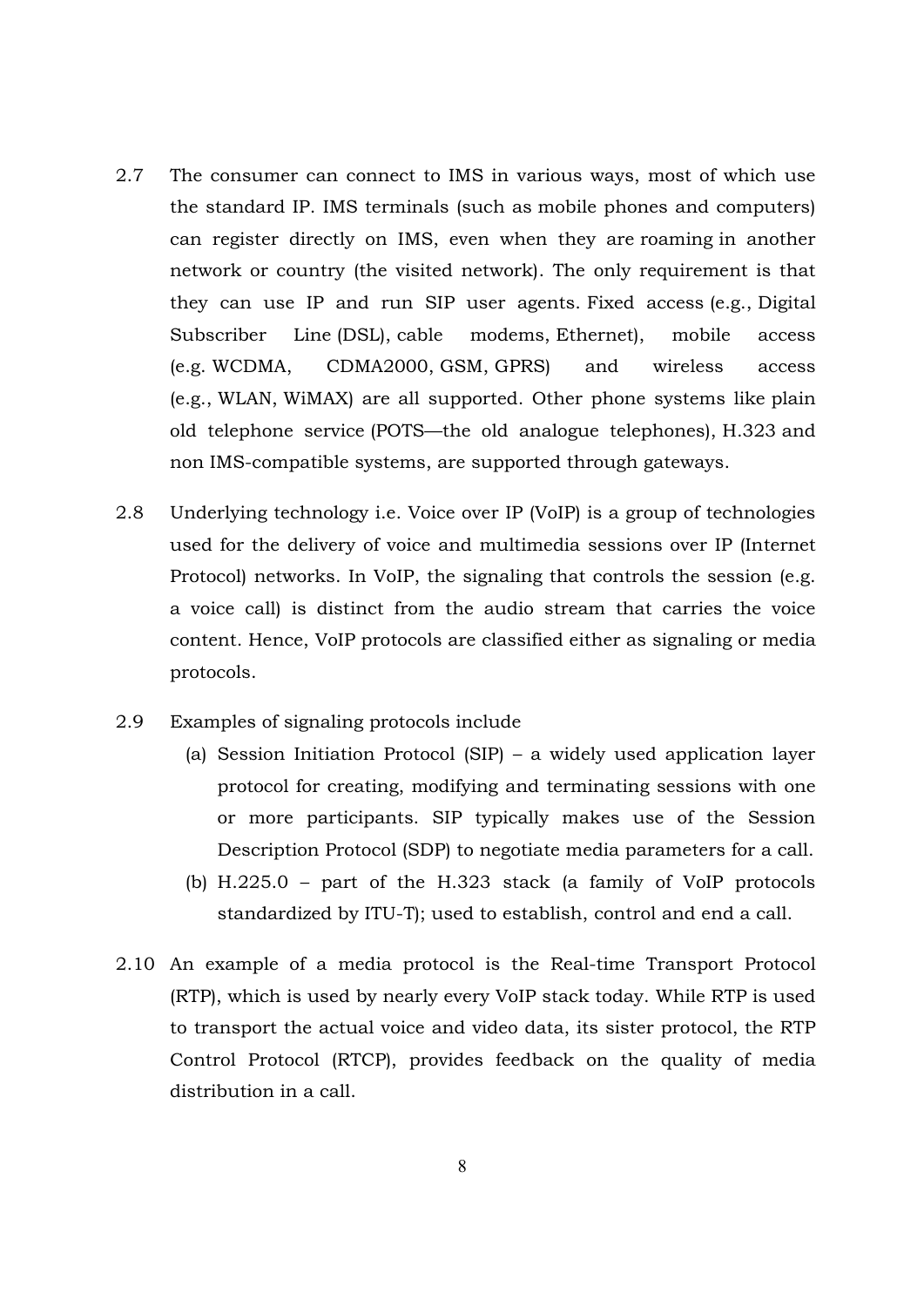2.7 The consumer can connect to IMS in various ways, most of which use the standard IP. IMS terminals (such as mobile phones and computers) can register directly on IMS, even when they are roaming in another network or country (the visited network). The only requirement is that they can use IP and run SIP user agents. Fixed access (e.g., Digital Subscriber Line (DSL), cable modems, Ethernet), mobile access (e.g. WCDMA, CDMA2000, GSM, GPRS) and wireless access (e.g., WLAN, WiMAX) are all supported. Other phone systems like plain old telephone service (POTS—the old analogue telephones), H.323 and non IMS-compatible systems, are supported through gateways.

2.8 Underlying technology i.e. Voice over IP (VoIP) is a group of technologies used for the delivery of voice and multimedia sessions over IP (Internet Protocol) networks. In VoIP, the signaling that controls the session (e.g. a voice call) is distinct from the audio stream that carries the voice content. Hence, VoIP protocols are classified either as signaling or media protocols.

2.9 Examples of signaling protocols include

(a) Session Initiation Protocol (SIP) – a widely used application layer protocol for creating, modifying and terminating sessions with one or more participants. SIP typically makes use of the Session Description Protocol (SDP) to negotiate media parameters for a call.

(b) H.225.0 – part of the H.323 stack (a family of VoIP protocols standardized by ITU-T); used to establish, control and end a call.

2.10 An example of a media protocol is the Real-time Transport Protocol (RTP), which is used by nearly every VoIP stack today. While RTP is used to transport the actual voice and video data, its sister protocol, the RTP Control Protocol (RTCP), provides feedback on the quality of media distribution in a call.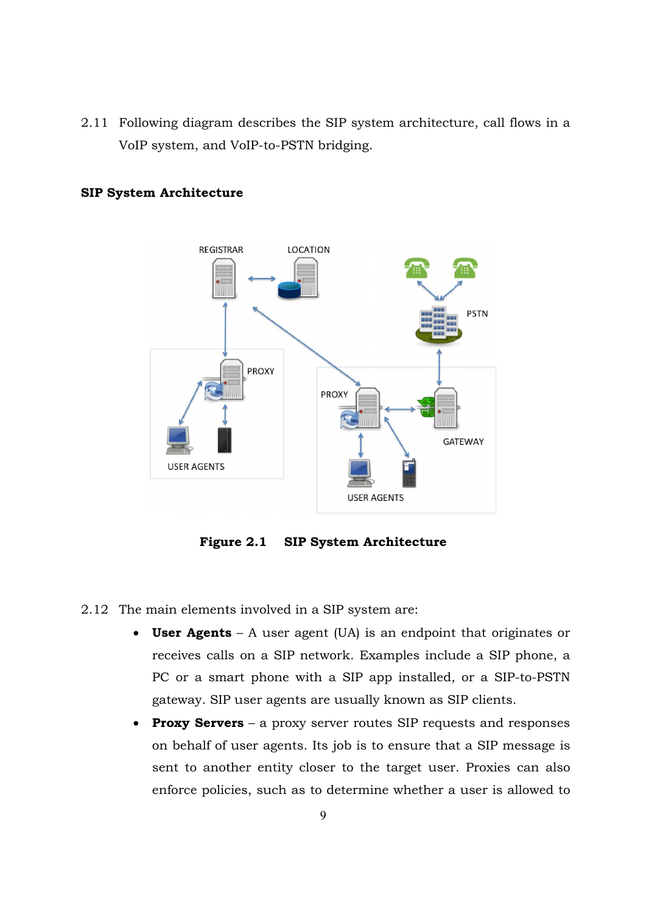2.11 Following diagram describes the SIP system architecture, call flows in a VoIP system, and VoIP-to-PSTN bridging.

**SIP System Architecture**

**Figure 2.1 SIP System Architecture**

2.12 The main elements involved in a SIP system are:

- **User Agents** – A user agent (UA) is an endpoint that originates or receives calls on a SIP network. Examples include a SIP phone, a PC or a smart phone with a SIP app installed, or a SIP-to-PSTN gateway. SIP user agents are usually known as SIP clients.
- **Proxy Servers** – a proxy server routes SIP requests and responses on behalf of user agents. Its job is to ensure that a SIP message is sent to another entity closer to the target user. Proxies can also enforce policies, such as to determine whether a user is allowed to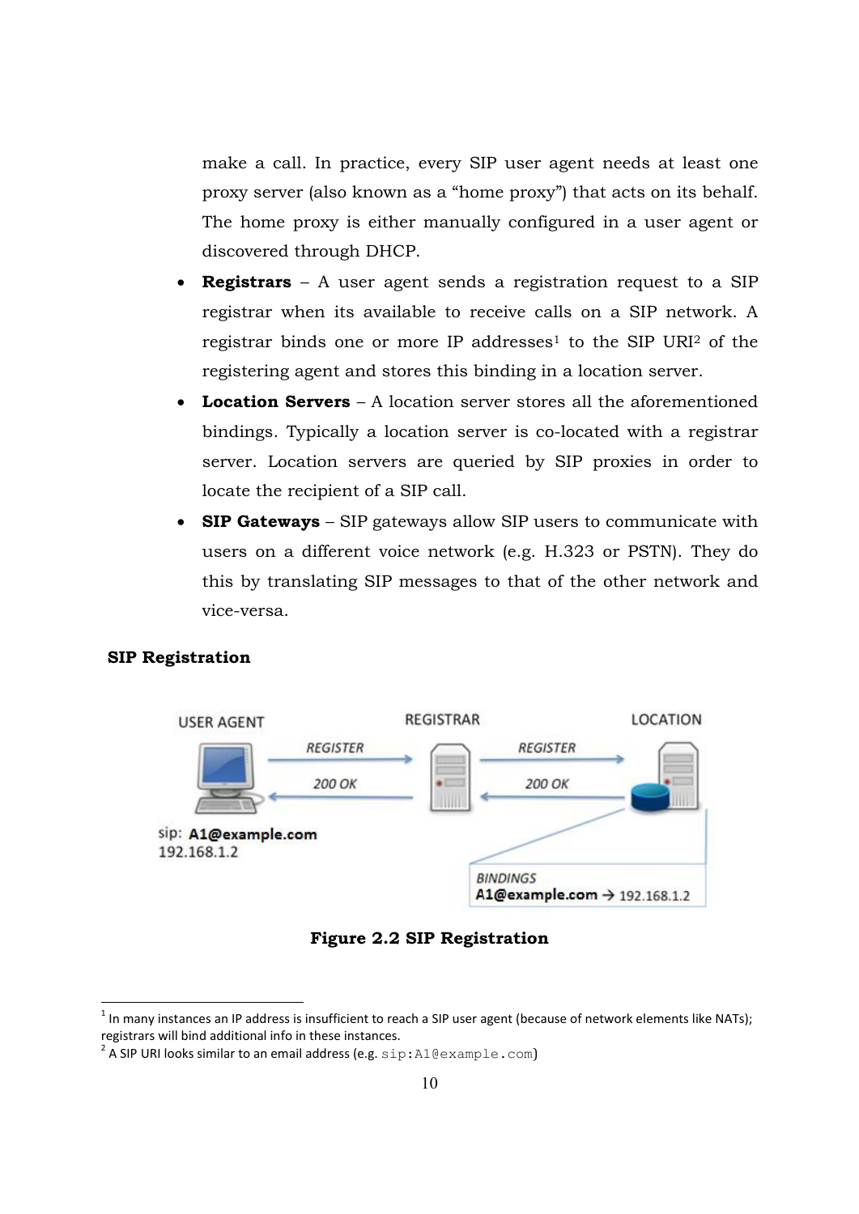make a call. In practice, every SIP user agent needs at least one proxy server (also known as a “home proxy”) that acts on its behalf. The home proxy is either manually configured in a user agent or discovered through DHCP.

- **Registrars** – A user agent sends a registration request to a SIP registrar when its available to receive calls on a SIP network. A registrar binds one or more IP addresses[1] to the SIP URI[2] of the registering agent and stores this binding in a location server.
- **Location Servers** – A location server stores all the aforementioned bindings. Typically a location server is co-located with a registrar server. Location servers are queried by SIP proxies in order to locate the recipient of a SIP call.
- **SIP Gateways** – SIP gateways allow SIP users to communicate with users on a different voice network (e.g. H.323 or PSTN). They do this by translating SIP messages to that of the other network and vice-versa.

**SIP Registration**

USER AGENT — REGISTRAR — LOCATION

REGISTER → REGISTER →

← 200 OK ← 200 OK

sip: **A1@example.com**
192.168.1.2

BINDINGS
**A1@example.com** → 192.168.1.2

**Figure 2.2 SIP Registration**

[1] In many instances an IP address is insufficient to reach a SIP user agent (because of network elements like NATs); registrars will bind additional info in these instances.

[2] A SIP URI looks similar to an email address (e.g. `sip:A1@example.com`)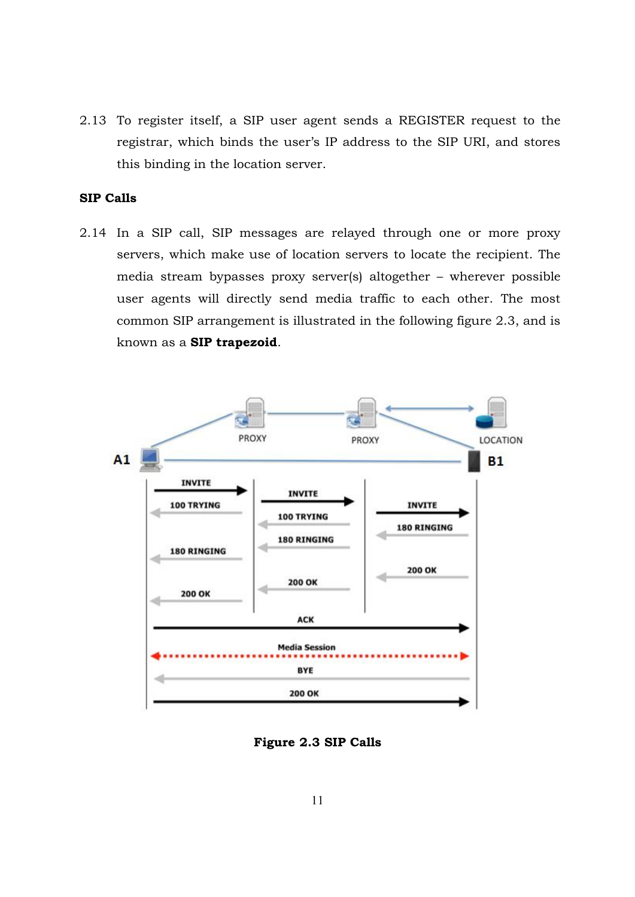2.13 To register itself, a SIP user agent sends a REGISTER request to the registrar, which binds the user's IP address to the SIP URI, and stores this binding in the location server.

**SIP Calls**

2.14 In a SIP call, SIP messages are relayed through one or more proxy servers, which make use of location servers to locate the recipient. The media stream bypasses proxy server(s) altogether – wherever possible user agents will directly send media traffic to each other. The most common SIP arrangement is illustrated in the following figure 2.3, and is known as a **SIP trapezoid**.

**Figure 2.3 SIP Calls**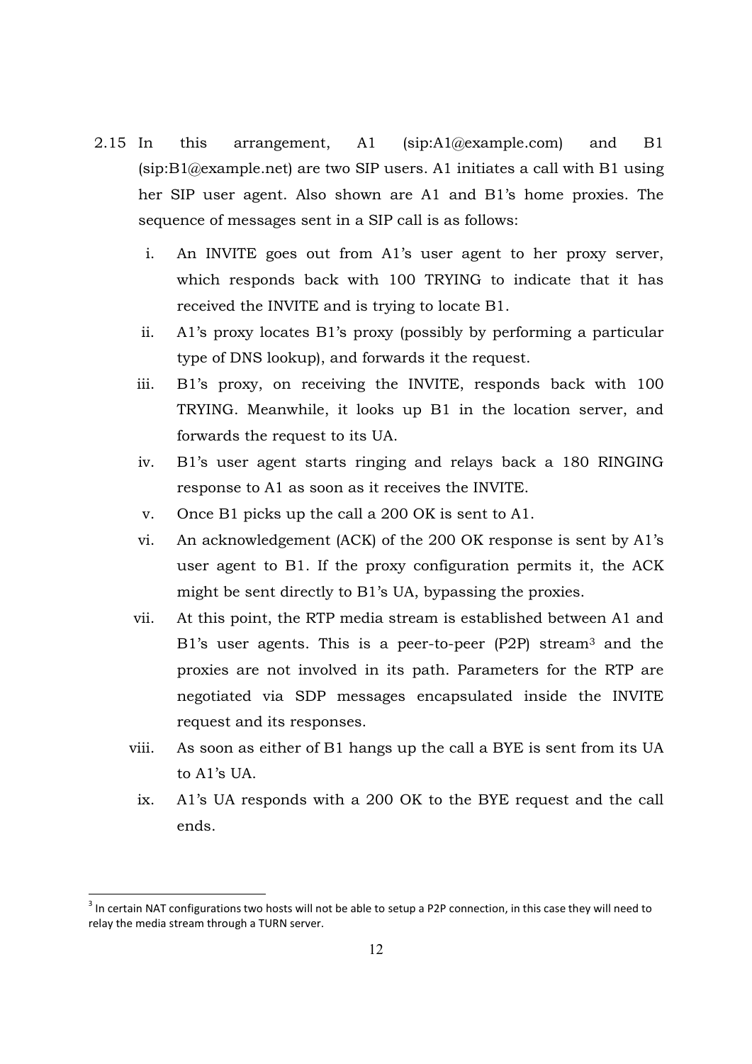2.15 In this arrangement, A1 (sip:A1@example.com) and B1 (sip:B1@example.net) are two SIP users. A1 initiates a call with B1 using her SIP user agent. Also shown are A1 and B1's home proxies. The sequence of messages sent in a SIP call is as follows:

i. An INVITE goes out from A1's user agent to her proxy server, which responds back with 100 TRYING to indicate that it has received the INVITE and is trying to locate B1.

ii. A1's proxy locates B1's proxy (possibly by performing a particular type of DNS lookup), and forwards it the request.

iii. B1's proxy, on receiving the INVITE, responds back with 100 TRYING. Meanwhile, it looks up B1 in the location server, and forwards the request to its UA.

iv. B1's user agent starts ringing and relays back a 180 RINGING response to A1 as soon as it receives the INVITE.

v. Once B1 picks up the call a 200 OK is sent to A1.

vi. An acknowledgement (ACK) of the 200 OK response is sent by A1's user agent to B1. If the proxy configuration permits it, the ACK might be sent directly to B1's UA, bypassing the proxies.

vii. At this point, the RTP media stream is established between A1 and B1's user agents. This is a peer-to-peer (P2P) stream[3] and the proxies are not involved in its path. Parameters for the RTP are negotiated via SDP messages encapsulated inside the INVITE request and its responses.

viii. As soon as either of B1 hangs up the call a BYE is sent from its UA to A1's UA.

ix. A1's UA responds with a 200 OK to the BYE request and the call ends.

[3] In certain NAT configurations two hosts will not be able to setup a P2P connection, in this case they will need to relay the media stream through a TURN server.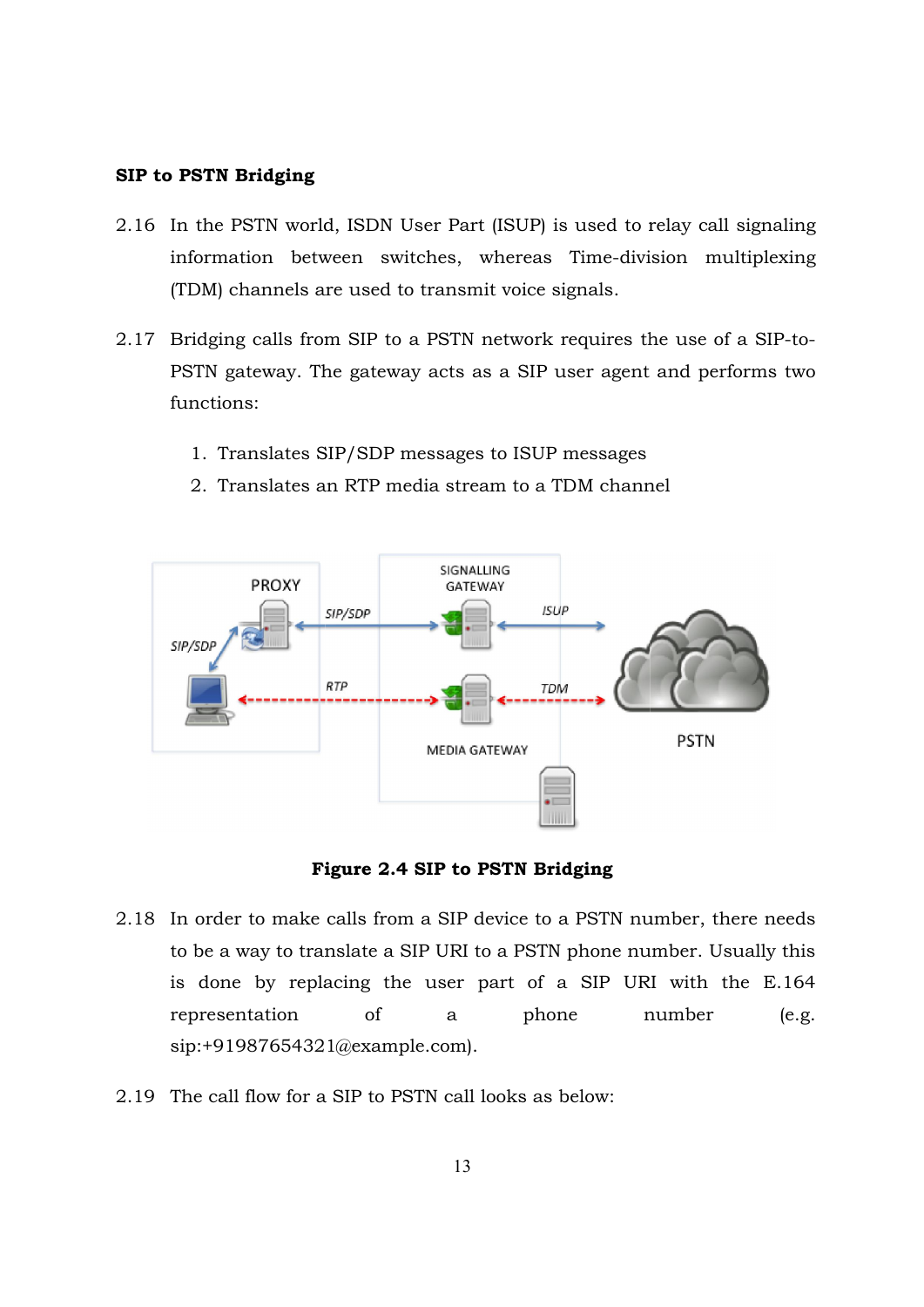**SIP to PSTN Bridging**

2.16 In the PSTN world, ISDN User Part (ISUP) is used to relay call signaling information between switches, whereas Time-division multiplexing (TDM) channels are used to transmit voice signals.

2.17 Bridging calls from SIP to a PSTN network requires the use of a SIP-to-PSTN gateway. The gateway acts as a SIP user agent and performs two functions:

1. Translates SIP/SDP messages to ISUP messages
2. Translates an RTP media stream to a TDM channel

**Figure 2.4 SIP to PSTN Bridging**

2.18 In order to make calls from a SIP device to a PSTN number, there needs to be a way to translate a SIP URI to a PSTN phone number. Usually this is done by replacing the user part of a SIP URI with the E.164 representation of a phone number (e.g. sip:+91987654321@example.com).

2.19 The call flow for a SIP to PSTN call looks as below: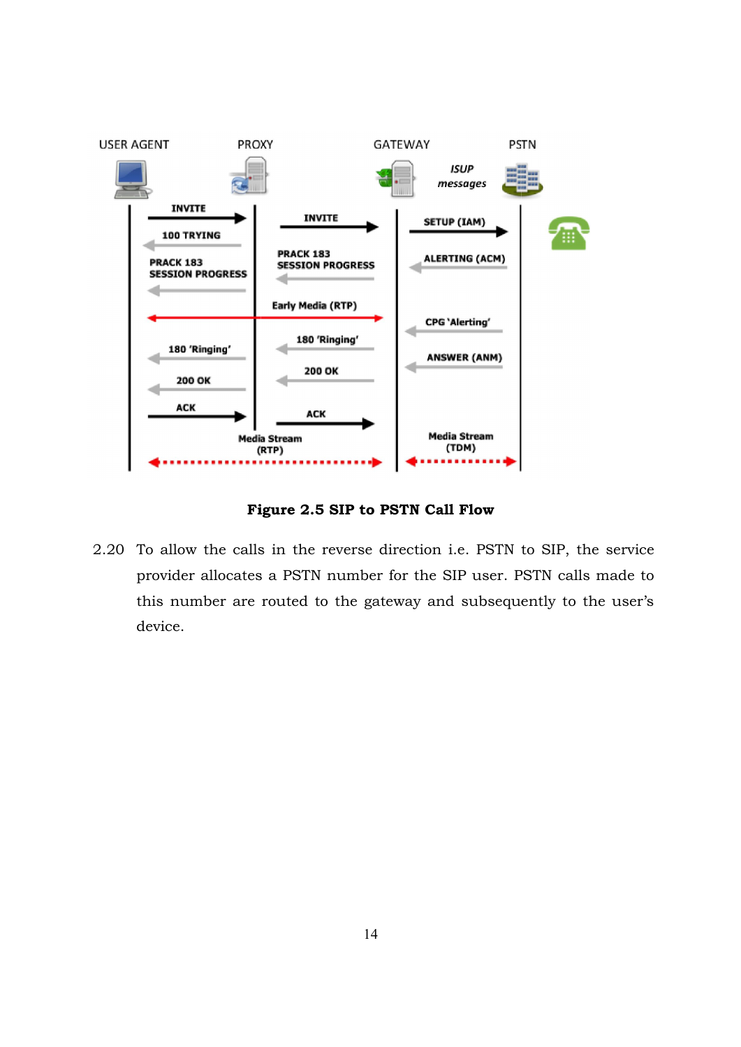**Figure 2.5 SIP to PSTN Call Flow**

2.20 To allow the calls in the reverse direction i.e. PSTN to SIP, the service provider allocates a PSTN number for the SIP user. PSTN calls made to this number are routed to the gateway and subsequently to the user's device.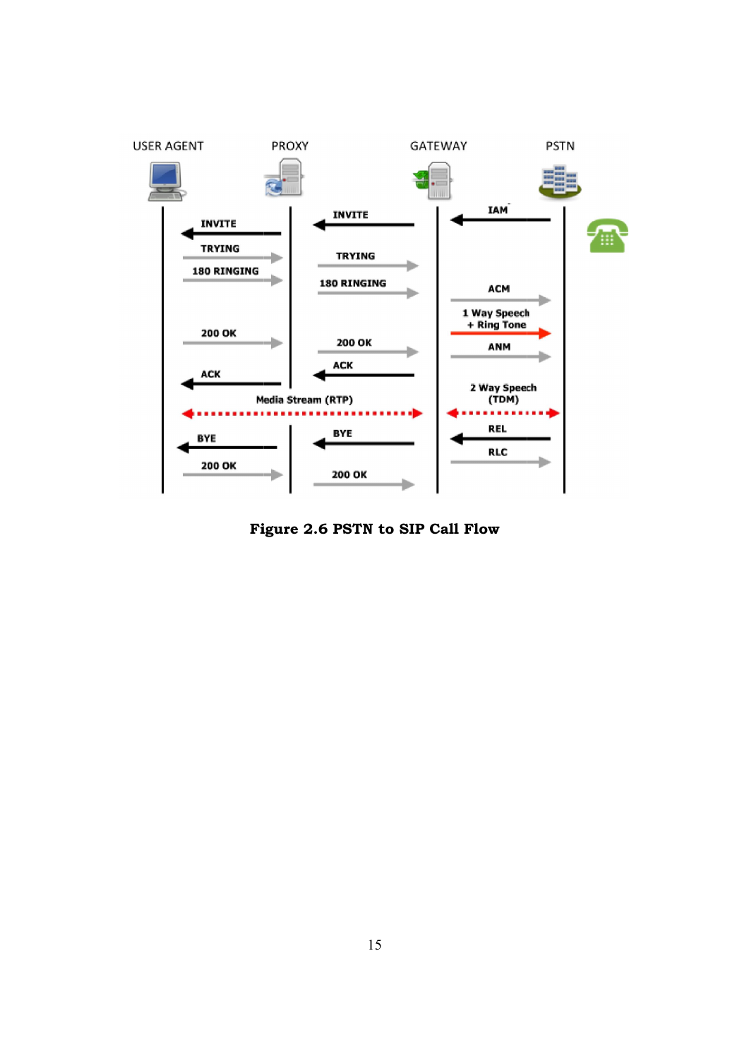**Figure 2.6 PSTN to SIP Call Flow**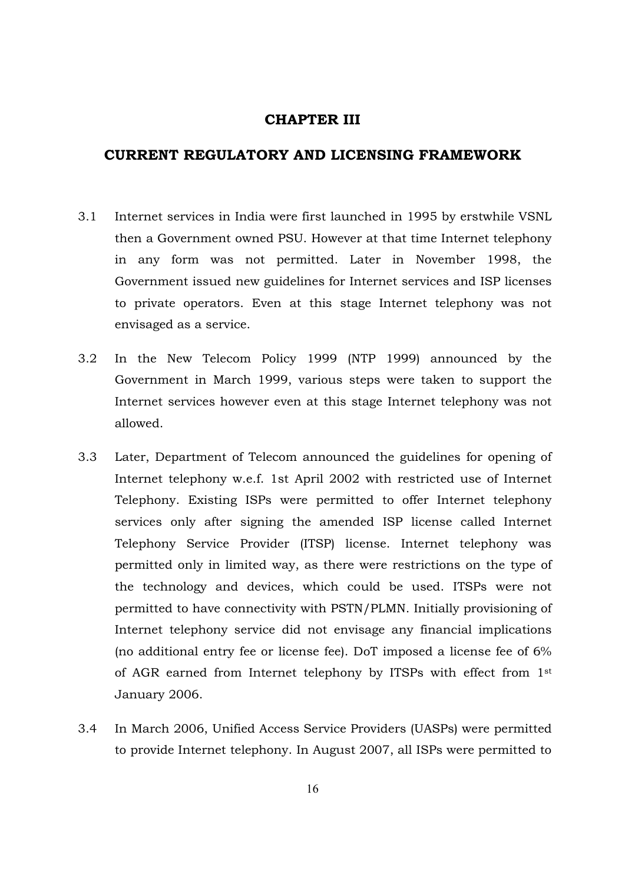# CHAPTER III

## CURRENT REGULATORY AND LICENSING FRAMEWORK

3.1 Internet services in India were first launched in 1995 by erstwhile VSNL then a Government owned PSU. However at that time Internet telephony in any form was not permitted. Later in November 1998, the Government issued new guidelines for Internet services and ISP licenses to private operators. Even at this stage Internet telephony was not envisaged as a service.

3.2 In the New Telecom Policy 1999 (NTP 1999) announced by the Government in March 1999, various steps were taken to support the Internet services however even at this stage Internet telephony was not allowed.

3.3 Later, Department of Telecom announced the guidelines for opening of Internet telephony w.e.f. 1st April 2002 with restricted use of Internet Telephony. Existing ISPs were permitted to offer Internet telephony services only after signing the amended ISP license called Internet Telephony Service Provider (ITSP) license. Internet telephony was permitted only in limited way, as there were restrictions on the type of the technology and devices, which could be used. ITSPs were not permitted to have connectivity with PSTN/PLMN. Initially provisioning of Internet telephony service did not envisage any financial implications (no additional entry fee or license fee). DoT imposed a license fee of 6% of AGR earned from Internet telephony by ITSPs with effect from 1st January 2006.

3.4 In March 2006, Unified Access Service Providers (UASPs) were permitted to provide Internet telephony. In August 2007, all ISPs were permitted to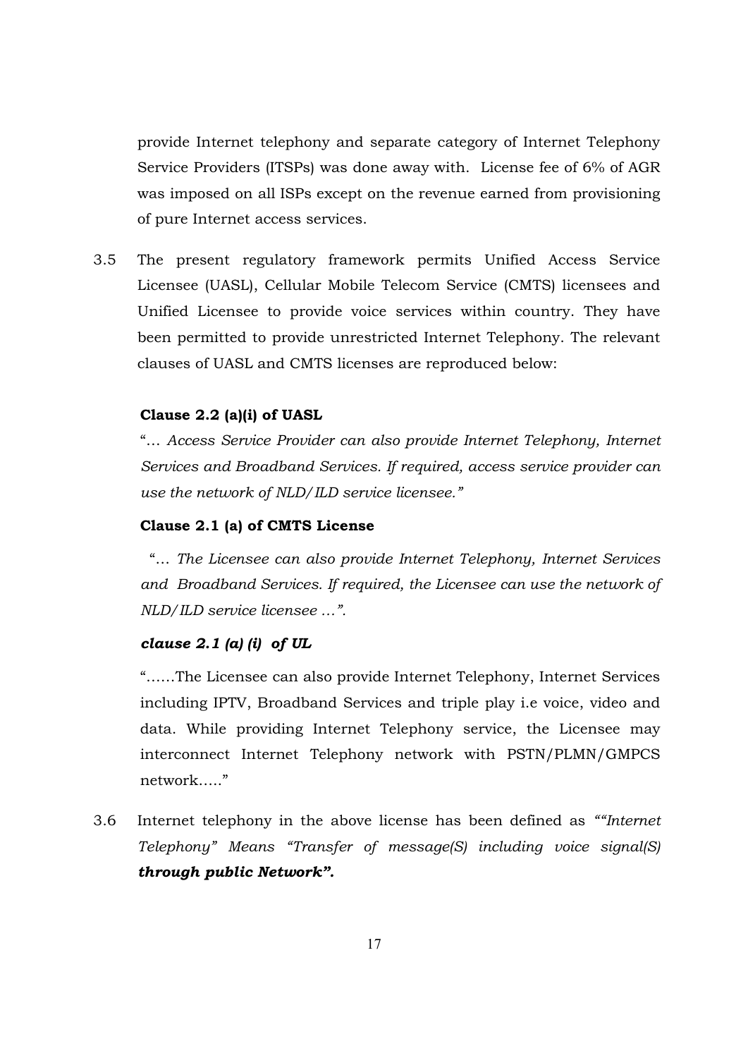provide Internet telephony and separate category of Internet Telephony Service Providers (ITSPs) was done away with. License fee of 6% of AGR was imposed on all ISPs except on the revenue earned from provisioning of pure Internet access services.

3.5 The present regulatory framework permits Unified Access Service Licensee (UASL), Cellular Mobile Telecom Service (CMTS) licensees and Unified Licensee to provide voice services within country. They have been permitted to provide unrestricted Internet Telephony. The relevant clauses of UASL and CMTS licenses are reproduced below:

**Clause 2.2 (a)(i) of UASL**

"*… Access Service Provider can also provide Internet Telephony, Internet Services and Broadband Services. If required, access service provider can use the network of NLD/ILD service licensee."*

**Clause 2.1 (a) of CMTS License**

"*… The Licensee can also provide Internet Telephony, Internet Services and Broadband Services. If required, the Licensee can use the network of NLD/ILD service licensee …".*

***clause 2.1 (a) (i) of UL***

"……The Licensee can also provide Internet Telephony, Internet Services including IPTV, Broadband Services and triple play i.e voice, video and data. While providing Internet Telephony service, the Licensee may interconnect Internet Telephony network with PSTN/PLMN/GMPCS network….."

3.6 Internet telephony in the above license has been defined as *""Internet Telephony" Means "Transfer of message(S) including voice signal(S)* ***through public Network".***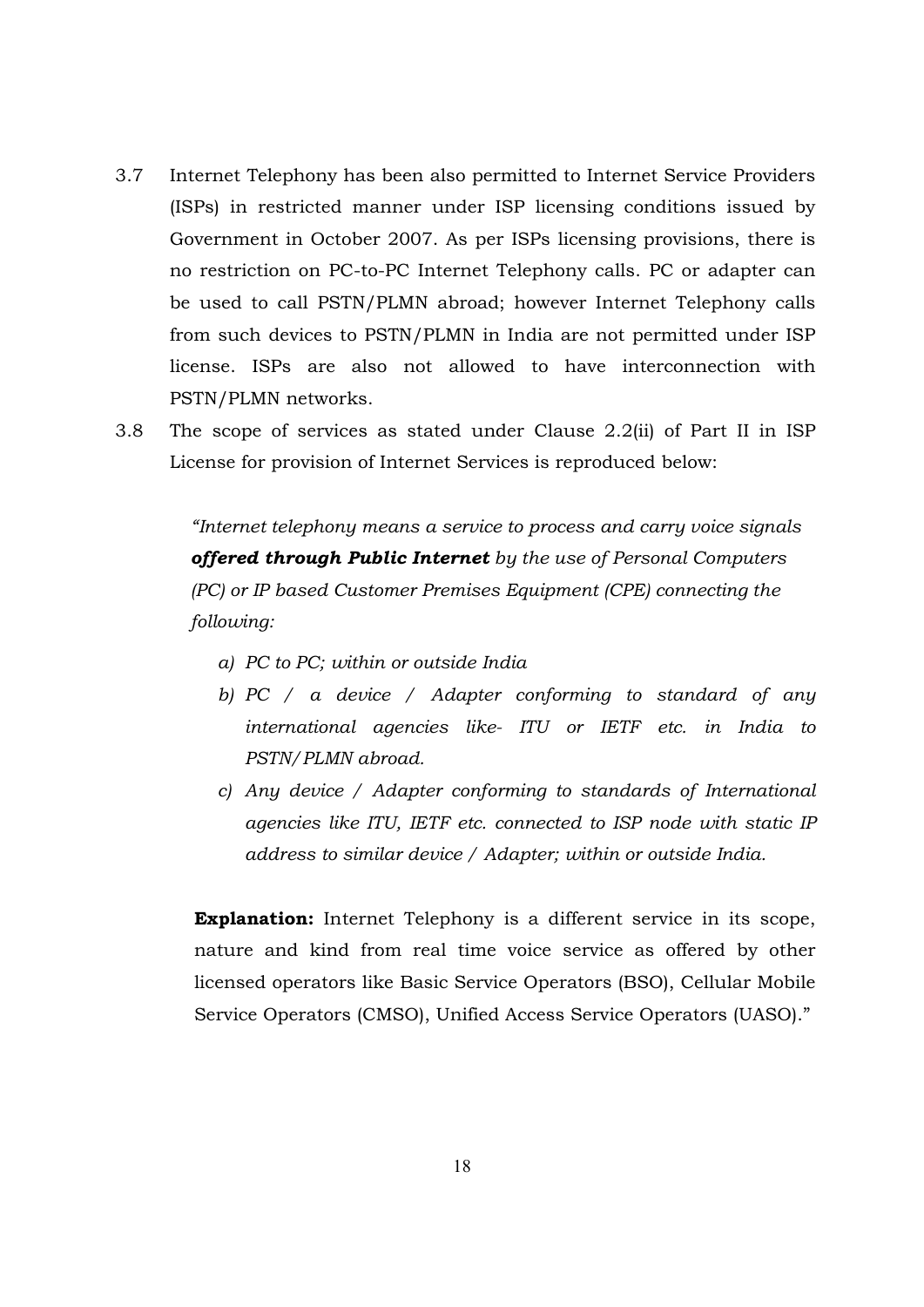3.7 Internet Telephony has been also permitted to Internet Service Providers (ISPs) in restricted manner under ISP licensing conditions issued by Government in October 2007. As per ISPs licensing provisions, there is no restriction on PC-to-PC Internet Telephony calls. PC or adapter can be used to call PSTN/PLMN abroad; however Internet Telephony calls from such devices to PSTN/PLMN in India are not permitted under ISP license. ISPs are also not allowed to have interconnection with PSTN/PLMN networks.

3.8 The scope of services as stated under Clause 2.2(ii) of Part II in ISP License for provision of Internet Services is reproduced below:

> *"Internet telephony means a service to process and carry voice signals **offered through Public Internet** by the use of Personal Computers (PC) or IP based Customer Premises Equipment (CPE) connecting the following:*
>
> *a) PC to PC; within or outside India*
>
> *b) PC / a device / Adapter conforming to standard of any international agencies like- ITU or IETF etc. in India to PSTN/PLMN abroad.*
>
> *c) Any device / Adapter conforming to standards of International agencies like ITU, IETF etc. connected to ISP node with static IP address to similar device / Adapter; within or outside India.*
>
> **Explanation:** Internet Telephony is a different service in its scope, nature and kind from real time voice service as offered by other licensed operators like Basic Service Operators (BSO), Cellular Mobile Service Operators (CMSO), Unified Access Service Operators (UASO)."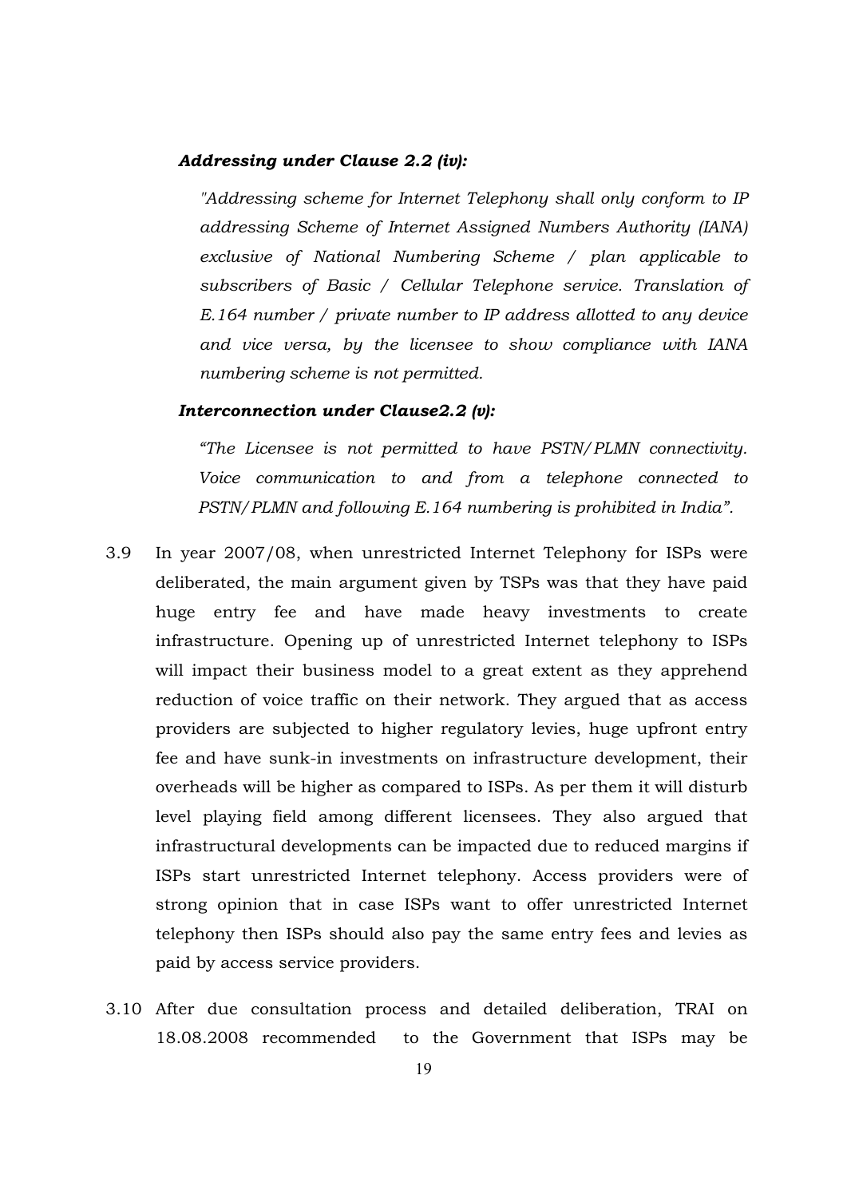***Addressing under Clause 2.2 (iv):***

*"Addressing scheme for Internet Telephony shall only conform to IP addressing Scheme of Internet Assigned Numbers Authority (IANA) exclusive of National Numbering Scheme / plan applicable to subscribers of Basic / Cellular Telephone service. Translation of E.164 number / private number to IP address allotted to any device and vice versa, by the licensee to show compliance with IANA numbering scheme is not permitted.*

***Interconnection under Clause2.2 (v):***

*"The Licensee is not permitted to have PSTN/PLMN connectivity. Voice communication to and from a telephone connected to PSTN/PLMN and following E.164 numbering is prohibited in India".*

3.9 In year 2007/08, when unrestricted Internet Telephony for ISPs were deliberated, the main argument given by TSPs was that they have paid huge entry fee and have made heavy investments to create infrastructure. Opening up of unrestricted Internet telephony to ISPs will impact their business model to a great extent as they apprehend reduction of voice traffic on their network. They argued that as access providers are subjected to higher regulatory levies, huge upfront entry fee and have sunk-in investments on infrastructure development, their overheads will be higher as compared to ISPs. As per them it will disturb level playing field among different licensees. They also argued that infrastructural developments can be impacted due to reduced margins if ISPs start unrestricted Internet telephony. Access providers were of strong opinion that in case ISPs want to offer unrestricted Internet telephony then ISPs should also pay the same entry fees and levies as paid by access service providers.

3.10 After due consultation process and detailed deliberation, TRAI on 18.08.2008 recommended to the Government that ISPs may be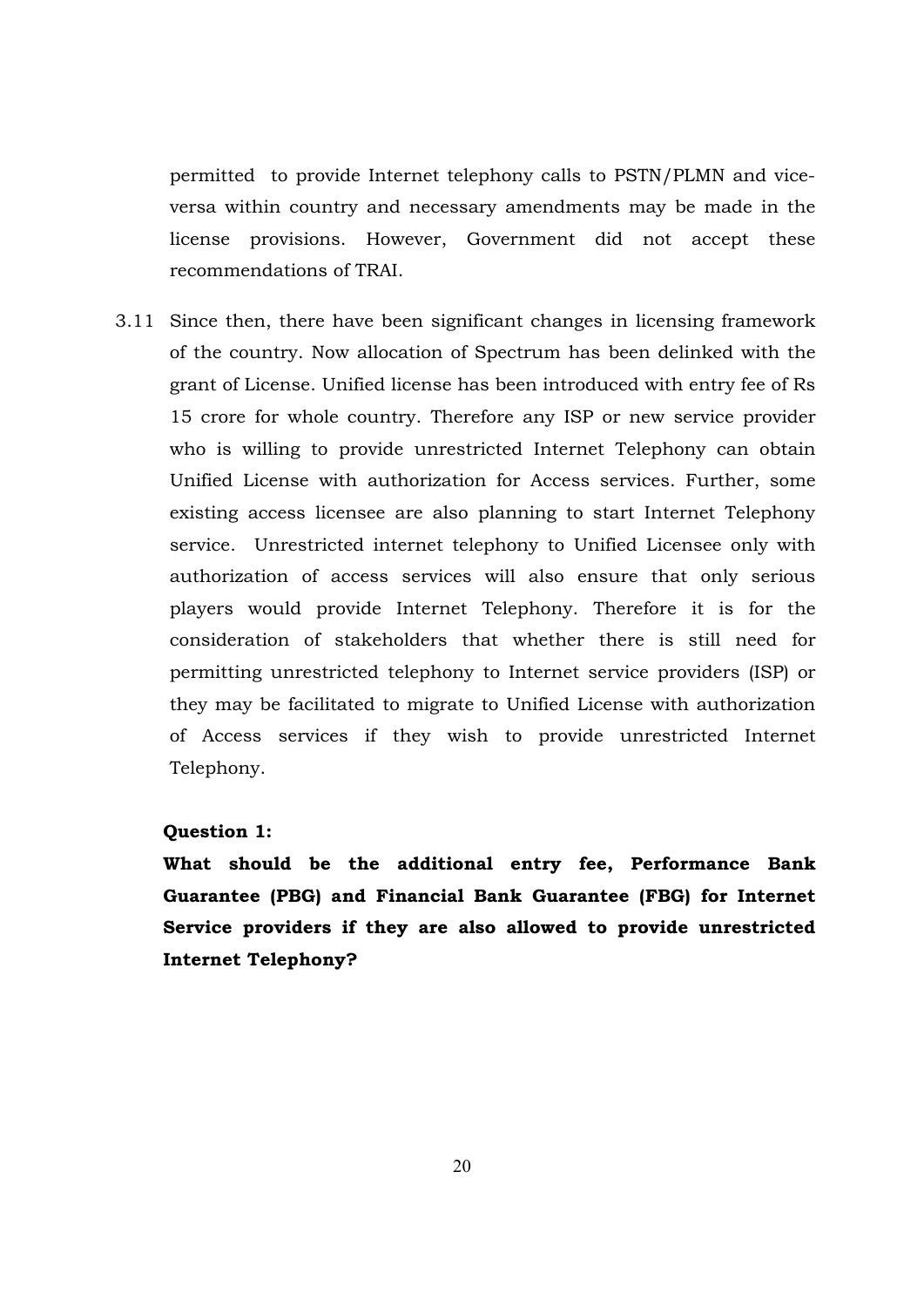permitted to provide Internet telephony calls to PSTN/PLMN and vice-versa within country and necessary amendments may be made in the license provisions. However, Government did not accept these recommendations of TRAI.

3.11 Since then, there have been significant changes in licensing framework of the country. Now allocation of Spectrum has been delinked with the grant of License. Unified license has been introduced with entry fee of Rs 15 crore for whole country. Therefore any ISP or new service provider who is willing to provide unrestricted Internet Telephony can obtain Unified License with authorization for Access services. Further, some existing access licensee are also planning to start Internet Telephony service. Unrestricted internet telephony to Unified Licensee only with authorization of access services will also ensure that only serious players would provide Internet Telephony. Therefore it is for the consideration of stakeholders that whether there is still need for permitting unrestricted telephony to Internet service providers (ISP) or they may be facilitated to migrate to Unified License with authorization of Access services if they wish to provide unrestricted Internet Telephony.

**Question 1:**

**What should be the additional entry fee, Performance Bank Guarantee (PBG) and Financial Bank Guarantee (FBG) for Internet Service providers if they are also allowed to provide unrestricted Internet Telephony?**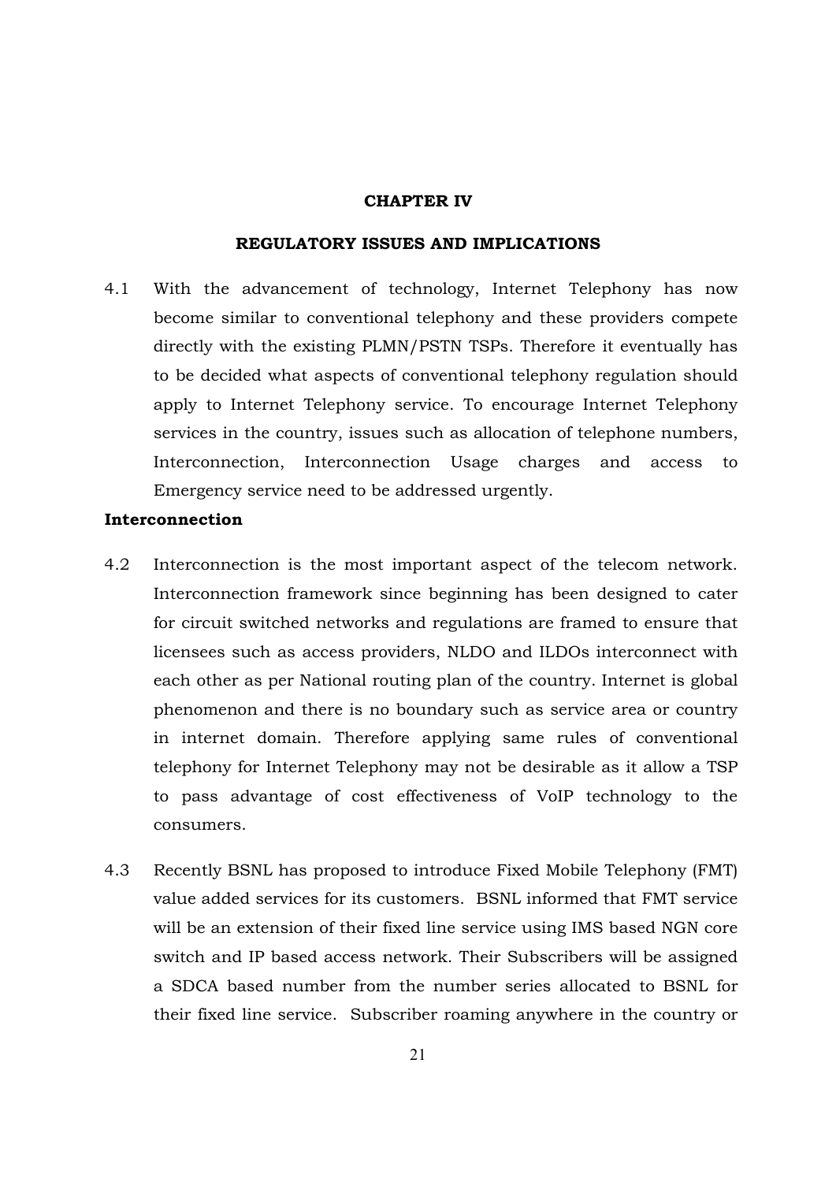# CHAPTER IV

## REGULATORY ISSUES AND IMPLICATIONS

4.1 With the advancement of technology, Internet Telephony has now become similar to conventional telephony and these providers compete directly with the existing PLMN/PSTN TSPs. Therefore it eventually has to be decided what aspects of conventional telephony regulation should apply to Internet Telephony service. To encourage Internet Telephony services in the country, issues such as allocation of telephone numbers, Interconnection, Interconnection Usage charges and access to Emergency service need to be addressed urgently.

**Interconnection**

4.2 Interconnection is the most important aspect of the telecom network. Interconnection framework since beginning has been designed to cater for circuit switched networks and regulations are framed to ensure that licensees such as access providers, NLDO and ILDOs interconnect with each other as per National routing plan of the country. Internet is global phenomenon and there is no boundary such as service area or country in internet domain. Therefore applying same rules of conventional telephony for Internet Telephony may not be desirable as it allow a TSP to pass advantage of cost effectiveness of VoIP technology to the consumers.

4.3 Recently BSNL has proposed to introduce Fixed Mobile Telephony (FMT) value added services for its customers. BSNL informed that FMT service will be an extension of their fixed line service using IMS based NGN core switch and IP based access network. Their Subscribers will be assigned a SDCA based number from the number series allocated to BSNL for their fixed line service. Subscriber roaming anywhere in the country or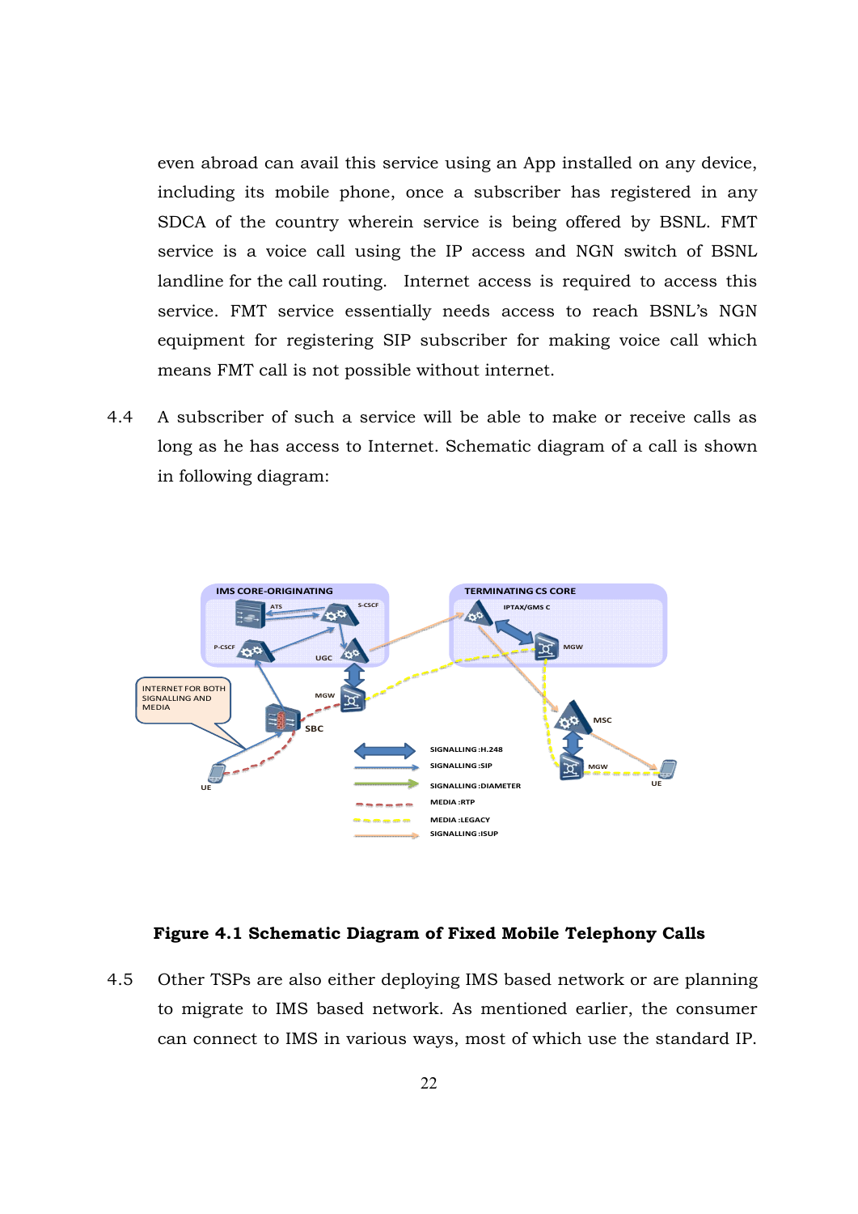even abroad can avail this service using an App installed on any device, including its mobile phone, once a subscriber has registered in any SDCA of the country wherein service is being offered by BSNL. FMT service is a voice call using the IP access and NGN switch of BSNL landline for the call routing. Internet access is required to access this service. FMT service essentially needs access to reach BSNL's NGN equipment for registering SIP subscriber for making voice call which means FMT call is not possible without internet.

4.4 A subscriber of such a service will be able to make or receive calls as long as he has access to Internet. Schematic diagram of a call is shown in following diagram:

**Figure 4.1 Schematic Diagram of Fixed Mobile Telephony Calls**

4.5 Other TSPs are also either deploying IMS based network or are planning to migrate to IMS based network. As mentioned earlier, the consumer can connect to IMS in various ways, most of which use the standard IP.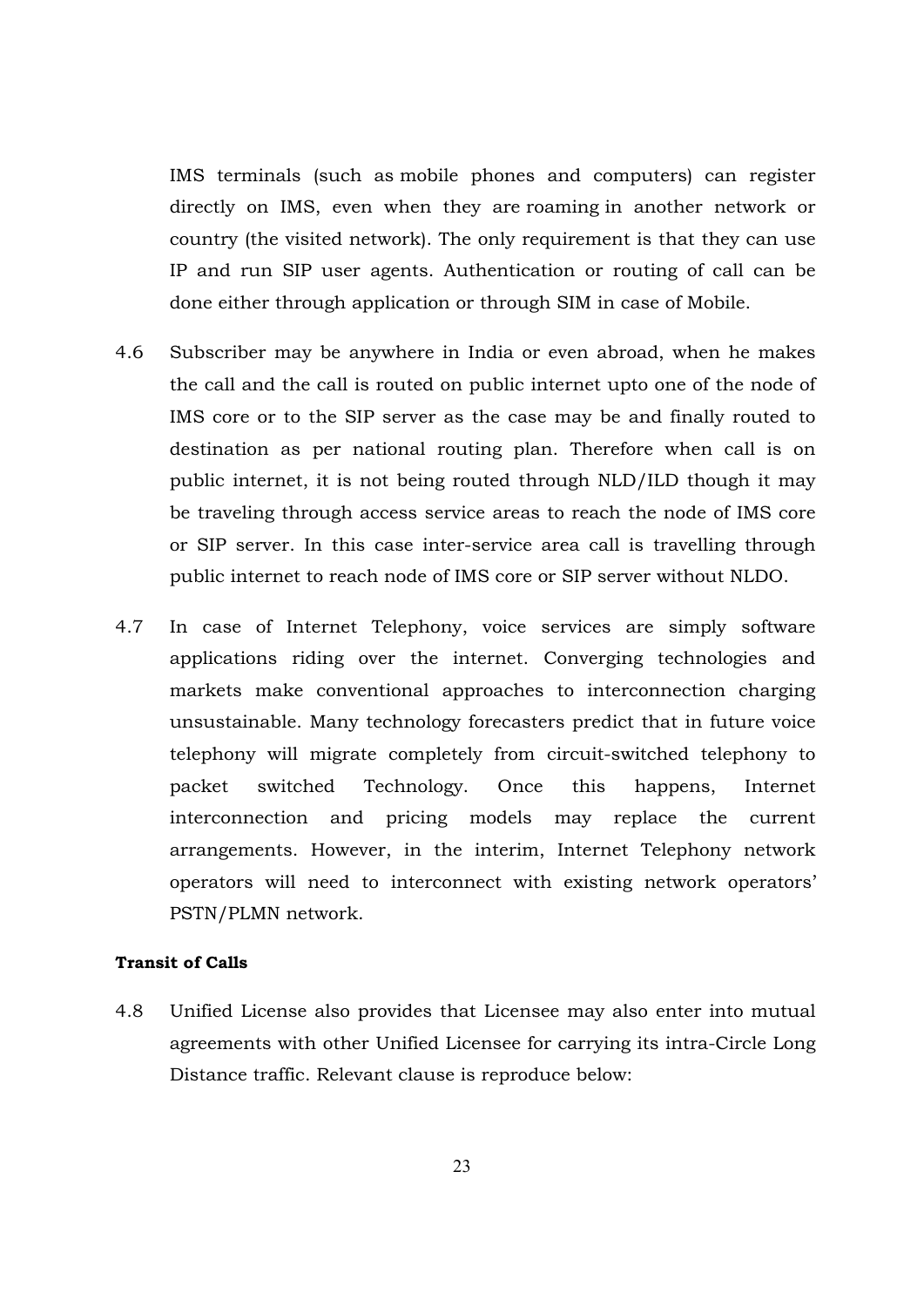IMS terminals (such as mobile phones and computers) can register directly on IMS, even when they are roaming in another network or country (the visited network). The only requirement is that they can use IP and run SIP user agents. Authentication or routing of call can be done either through application or through SIM in case of Mobile.

4.6 Subscriber may be anywhere in India or even abroad, when he makes the call and the call is routed on public internet upto one of the node of IMS core or to the SIP server as the case may be and finally routed to destination as per national routing plan. Therefore when call is on public internet, it is not being routed through NLD/ILD though it may be traveling through access service areas to reach the node of IMS core or SIP server. In this case inter-service area call is travelling through public internet to reach node of IMS core or SIP server without NLDO.

4.7 In case of Internet Telephony, voice services are simply software applications riding over the internet. Converging technologies and markets make conventional approaches to interconnection charging unsustainable. Many technology forecasters predict that in future voice telephony will migrate completely from circuit-switched telephony to packet switched Technology. Once this happens, Internet interconnection and pricing models may replace the current arrangements. However, in the interim, Internet Telephony network operators will need to interconnect with existing network operators' PSTN/PLMN network.

**Transit of Calls**

4.8 Unified License also provides that Licensee may also enter into mutual agreements with other Unified Licensee for carrying its intra-Circle Long Distance traffic. Relevant clause is reproduce below: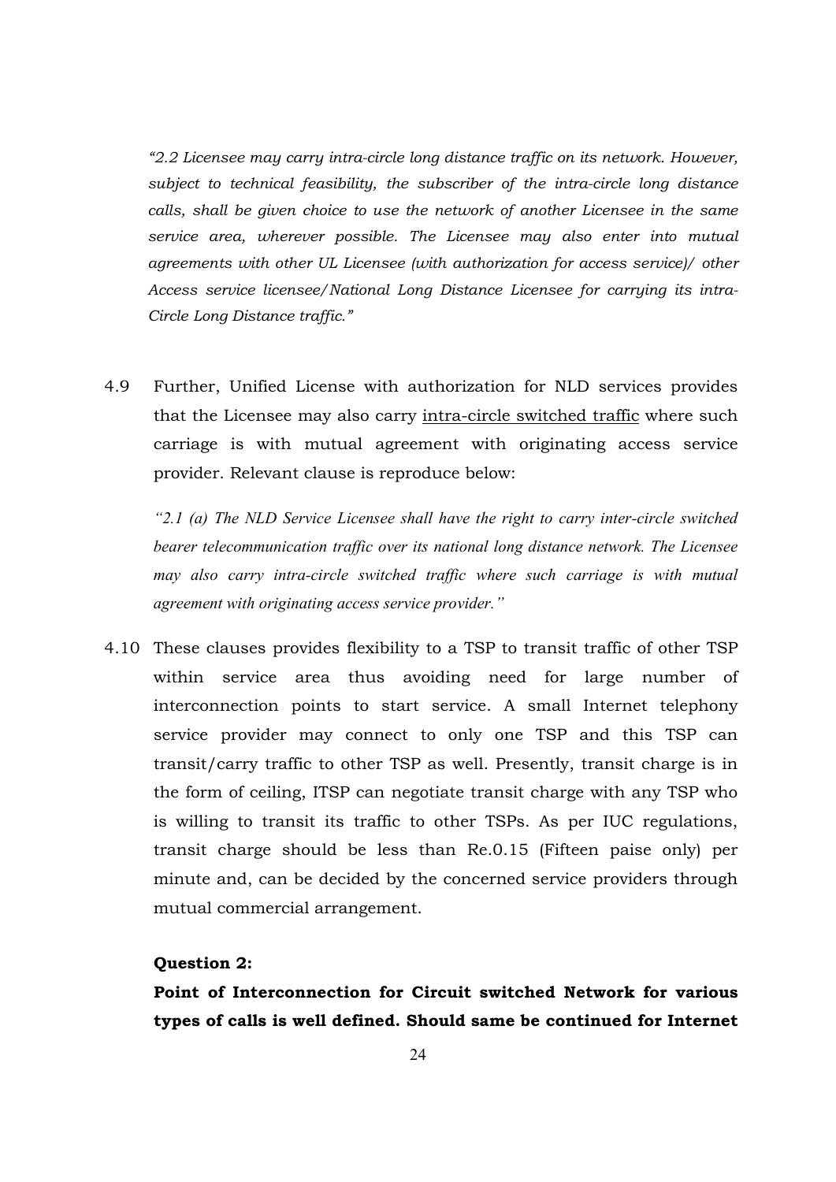*"2.2 Licensee may carry intra-circle long distance traffic on its network. However, subject to technical feasibility, the subscriber of the intra-circle long distance calls, shall be given choice to use the network of another Licensee in the same service area, wherever possible. The Licensee may also enter into mutual agreements with other UL Licensee (with authorization for access service)/ other Access service licensee/National Long Distance Licensee for carrying its intra-Circle Long Distance traffic."*

4.9 Further, Unified License with authorization for NLD services provides that the Licensee may also carry <u>intra-circle switched traffic</u> where such carriage is with mutual agreement with originating access service provider. Relevant clause is reproduce below:

*"2.1 (a) The NLD Service Licensee shall have the right to carry inter-circle switched bearer telecommunication traffic over its national long distance network. The Licensee may also carry intra-circle switched traffic where such carriage is with mutual agreement with originating access service provider."*

4.10 These clauses provides flexibility to a TSP to transit traffic of other TSP within service area thus avoiding need for large number of interconnection points to start service. A small Internet telephony service provider may connect to only one TSP and this TSP can transit/carry traffic to other TSP as well. Presently, transit charge is in the form of ceiling, ITSP can negotiate transit charge with any TSP who is willing to transit its traffic to other TSPs. As per IUC regulations, transit charge should be less than Re.0.15 (Fifteen paise only) per minute and, can be decided by the concerned service providers through mutual commercial arrangement.

**Question 2:**

**Point of Interconnection for Circuit switched Network for various types of calls is well defined. Should same be continued for Internet**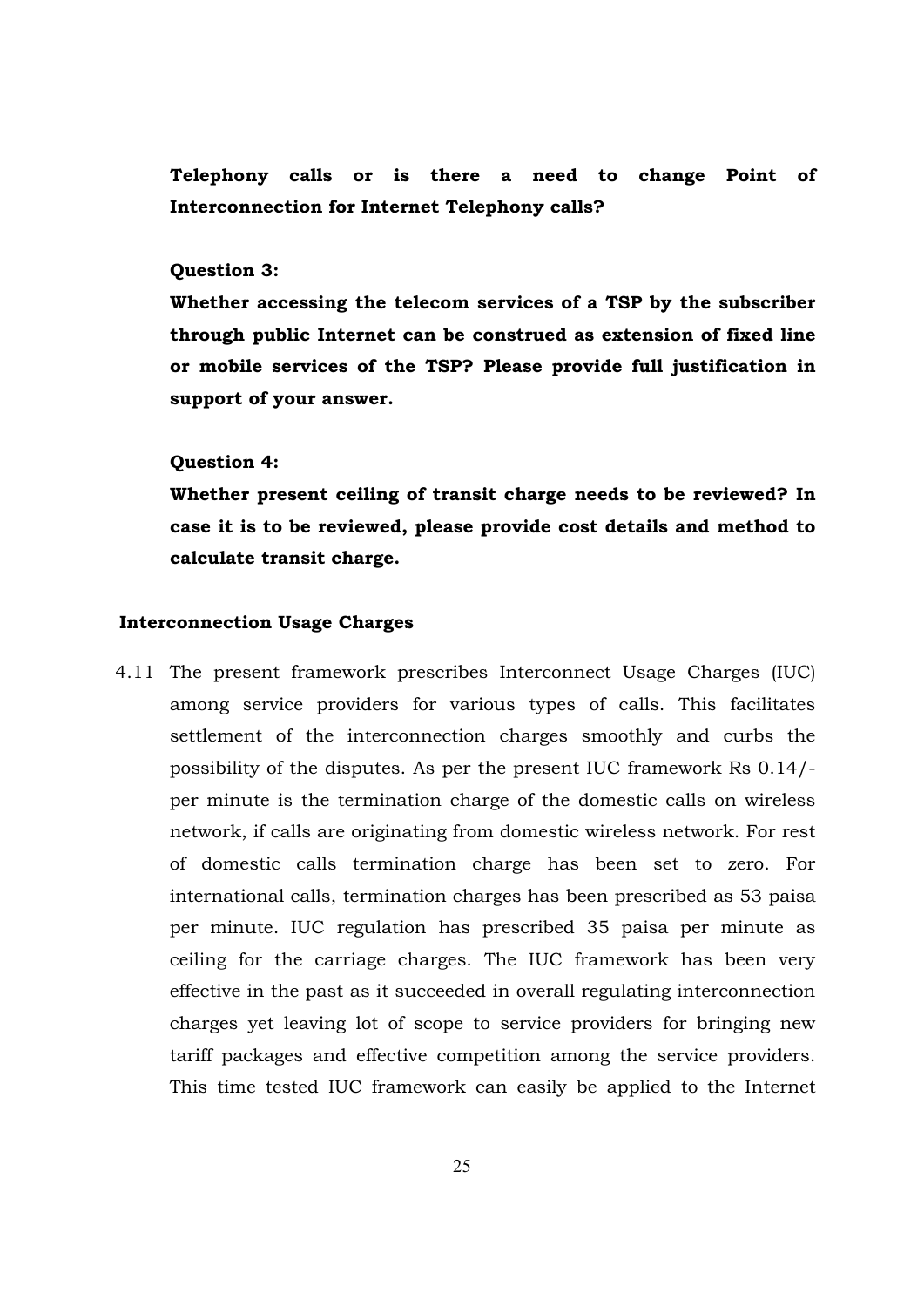**Telephony calls or is there a need to change Point of Interconnection for Internet Telephony calls?**

**Question 3:**

**Whether accessing the telecom services of a TSP by the subscriber through public Internet can be construed as extension of fixed line or mobile services of the TSP? Please provide full justification in support of your answer.**

**Question 4:**

**Whether present ceiling of transit charge needs to be reviewed? In case it is to be reviewed, please provide cost details and method to calculate transit charge.**

### Interconnection Usage Charges

4.11 The present framework prescribes Interconnect Usage Charges (IUC) among service providers for various types of calls. This facilitates settlement of the interconnection charges smoothly and curbs the possibility of the disputes. As per the present IUC framework Rs 0.14/- per minute is the termination charge of the domestic calls on wireless network, if calls are originating from domestic wireless network. For rest of domestic calls termination charge has been set to zero. For international calls, termination charges has been prescribed as 53 paisa per minute. IUC regulation has prescribed 35 paisa per minute as ceiling for the carriage charges. The IUC framework has been very effective in the past as it succeeded in overall regulating interconnection charges yet leaving lot of scope to service providers for bringing new tariff packages and effective competition among the service providers. This time tested IUC framework can easily be applied to the Internet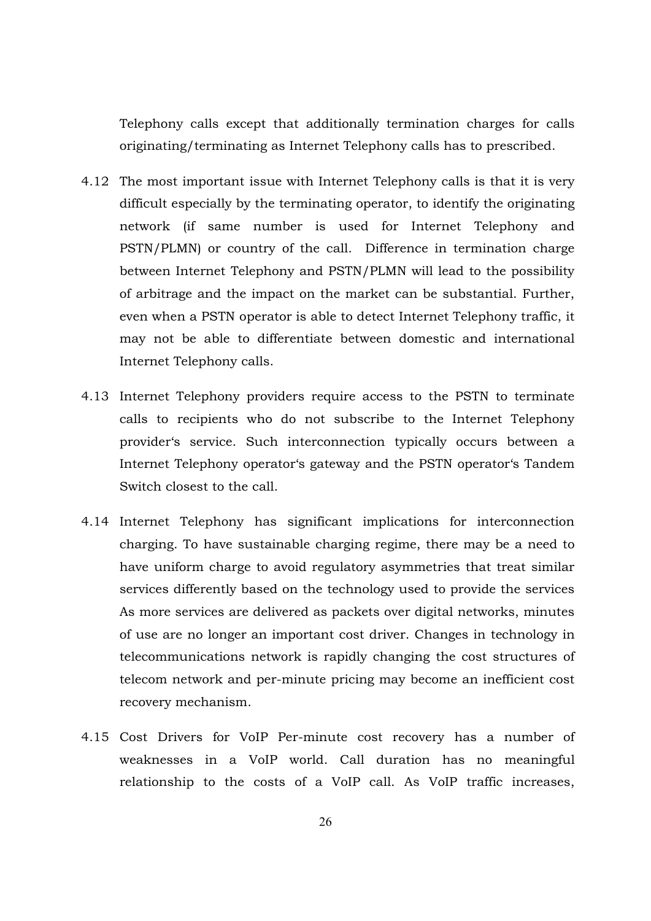Telephony calls except that additionally termination charges for calls originating/terminating as Internet Telephony calls has to prescribed.

4.12 The most important issue with Internet Telephony calls is that it is very difficult especially by the terminating operator, to identify the originating network (if same number is used for Internet Telephony and PSTN/PLMN) or country of the call. Difference in termination charge between Internet Telephony and PSTN/PLMN will lead to the possibility of arbitrage and the impact on the market can be substantial. Further, even when a PSTN operator is able to detect Internet Telephony traffic, it may not be able to differentiate between domestic and international Internet Telephony calls.

4.13 Internet Telephony providers require access to the PSTN to terminate calls to recipients who do not subscribe to the Internet Telephony provider‗s service. Such interconnection typically occurs between a Internet Telephony operator‗s gateway and the PSTN operator‗s Tandem Switch closest to the call.

4.14 Internet Telephony has significant implications for interconnection charging. To have sustainable charging regime, there may be a need to have uniform charge to avoid regulatory asymmetries that treat similar services differently based on the technology used to provide the services As more services are delivered as packets over digital networks, minutes of use are no longer an important cost driver. Changes in technology in telecommunications network is rapidly changing the cost structures of telecom network and per-minute pricing may become an inefficient cost recovery mechanism.

4.15 Cost Drivers for VoIP Per-minute cost recovery has a number of weaknesses in a VoIP world. Call duration has no meaningful relationship to the costs of a VoIP call. As VoIP traffic increases,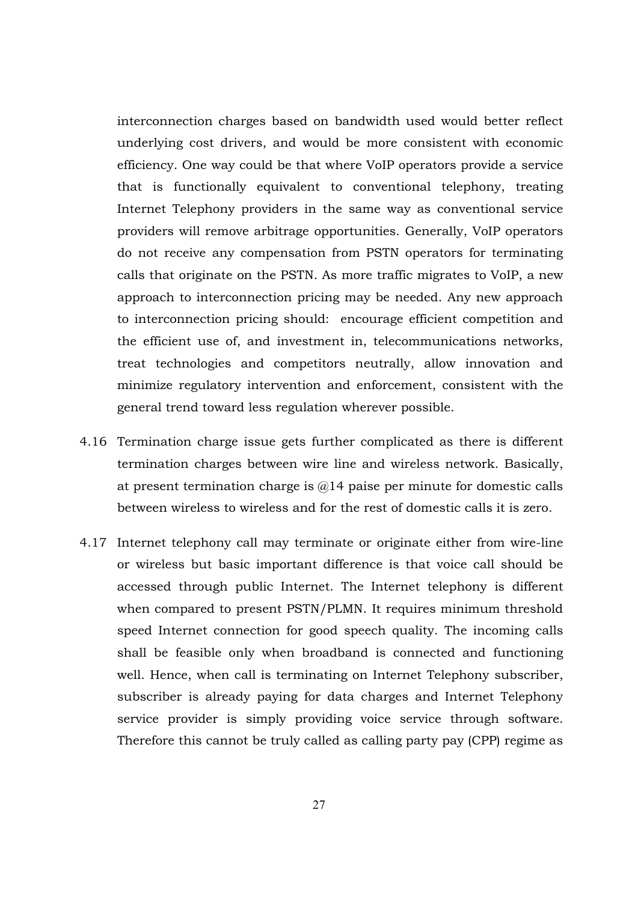interconnection charges based on bandwidth used would better reflect underlying cost drivers, and would be more consistent with economic efficiency. One way could be that where VoIP operators provide a service that is functionally equivalent to conventional telephony, treating Internet Telephony providers in the same way as conventional service providers will remove arbitrage opportunities. Generally, VoIP operators do not receive any compensation from PSTN operators for terminating calls that originate on the PSTN. As more traffic migrates to VoIP, a new approach to interconnection pricing may be needed. Any new approach to interconnection pricing should: encourage efficient competition and the efficient use of, and investment in, telecommunications networks, treat technologies and competitors neutrally, allow innovation and minimize regulatory intervention and enforcement, consistent with the general trend toward less regulation wherever possible.

4.16 Termination charge issue gets further complicated as there is different termination charges between wire line and wireless network. Basically, at present termination charge is @14 paise per minute for domestic calls between wireless to wireless and for the rest of domestic calls it is zero.

4.17 Internet telephony call may terminate or originate either from wire-line or wireless but basic important difference is that voice call should be accessed through public Internet. The Internet telephony is different when compared to present PSTN/PLMN. It requires minimum threshold speed Internet connection for good speech quality. The incoming calls shall be feasible only when broadband is connected and functioning well. Hence, when call is terminating on Internet Telephony subscriber, subscriber is already paying for data charges and Internet Telephony service provider is simply providing voice service through software. Therefore this cannot be truly called as calling party pay (CPP) regime as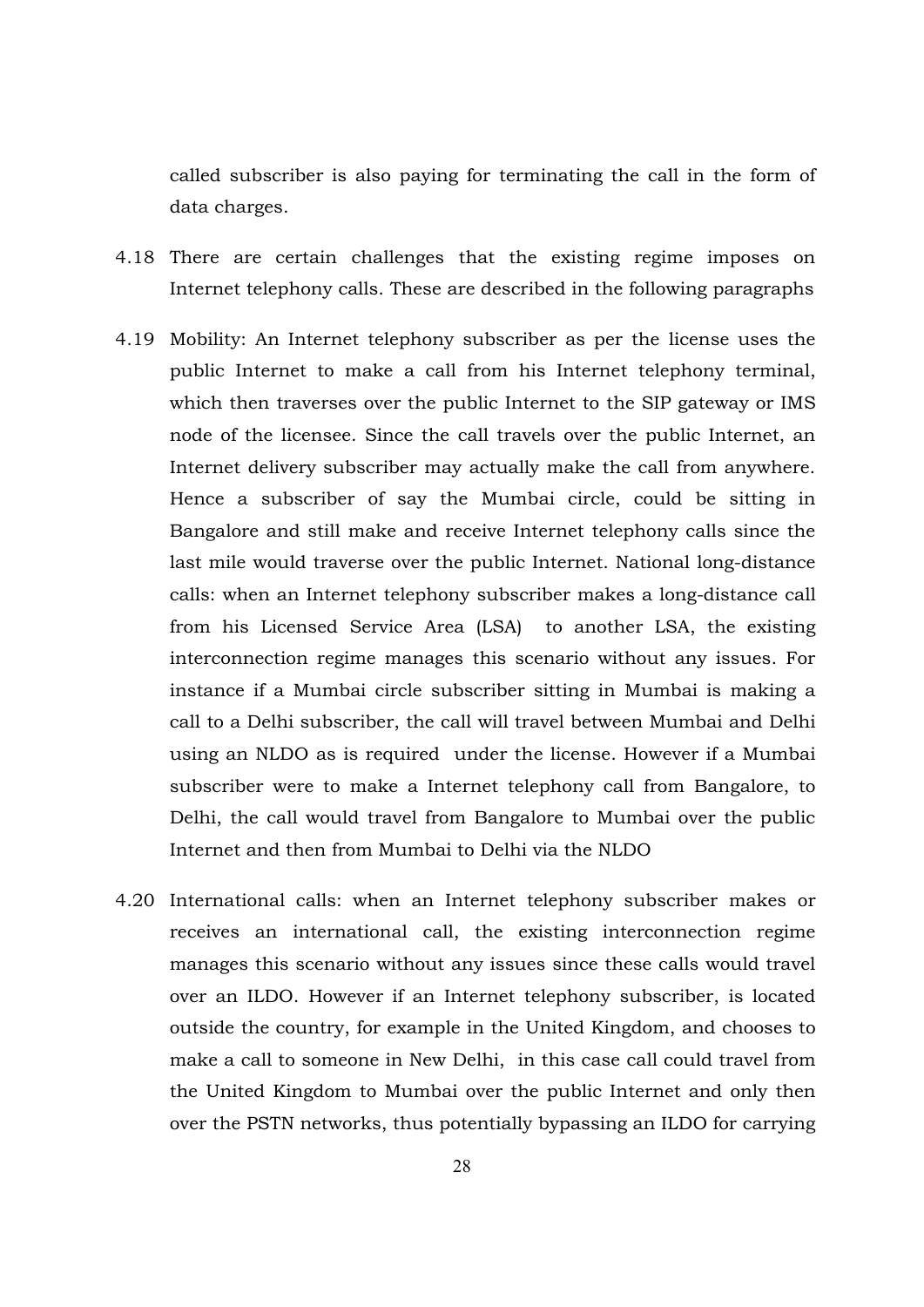called subscriber is also paying for terminating the call in the form of data charges.

4.18 There are certain challenges that the existing regime imposes on Internet telephony calls. These are described in the following paragraphs

4.19 Mobility: An Internet telephony subscriber as per the license uses the public Internet to make a call from his Internet telephony terminal, which then traverses over the public Internet to the SIP gateway or IMS node of the licensee. Since the call travels over the public Internet, an Internet delivery subscriber may actually make the call from anywhere. Hence a subscriber of say the Mumbai circle, could be sitting in Bangalore and still make and receive Internet telephony calls since the last mile would traverse over the public Internet. National long-distance calls: when an Internet telephony subscriber makes a long-distance call from his Licensed Service Area (LSA) to another LSA, the existing interconnection regime manages this scenario without any issues. For instance if a Mumbai circle subscriber sitting in Mumbai is making a call to a Delhi subscriber, the call will travel between Mumbai and Delhi using an NLDO as is required under the license. However if a Mumbai subscriber were to make a Internet telephony call from Bangalore, to Delhi, the call would travel from Bangalore to Mumbai over the public Internet and then from Mumbai to Delhi via the NLDO

4.20 International calls: when an Internet telephony subscriber makes or receives an international call, the existing interconnection regime manages this scenario without any issues since these calls would travel over an ILDO. However if an Internet telephony subscriber, is located outside the country, for example in the United Kingdom, and chooses to make a call to someone in New Delhi, in this case call could travel from the United Kingdom to Mumbai over the public Internet and only then over the PSTN networks, thus potentially bypassing an ILDO for carrying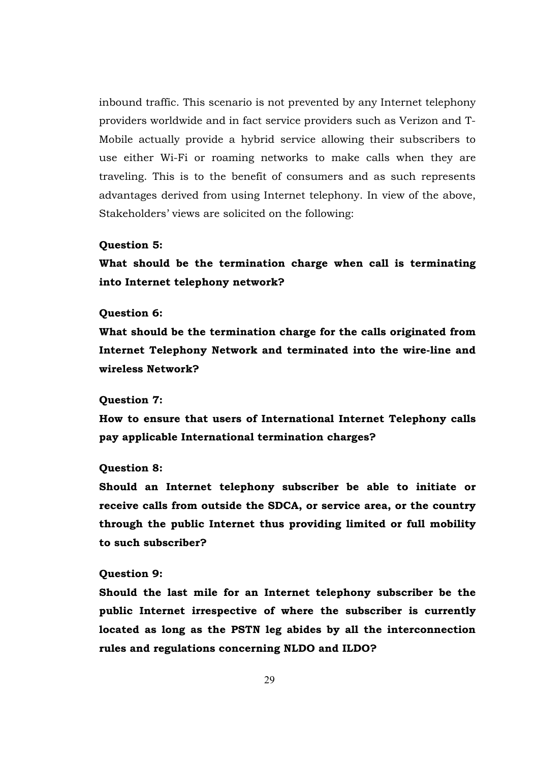inbound traffic. This scenario is not prevented by any Internet telephony providers worldwide and in fact service providers such as Verizon and T-Mobile actually provide a hybrid service allowing their subscribers to use either Wi-Fi or roaming networks to make calls when they are traveling. This is to the benefit of consumers and as such represents advantages derived from using Internet telephony. In view of the above, Stakeholders' views are solicited on the following:

**Question 5:**

**What should be the termination charge when call is terminating into Internet telephony network?**

**Question 6:**

**What should be the termination charge for the calls originated from Internet Telephony Network and terminated into the wire-line and wireless Network?**

**Question 7:**

**How to ensure that users of International Internet Telephony calls pay applicable International termination charges?**

**Question 8:**

**Should an Internet telephony subscriber be able to initiate or receive calls from outside the SDCA, or service area, or the country through the public Internet thus providing limited or full mobility to such subscriber?**

**Question 9:**

**Should the last mile for an Internet telephony subscriber be the public Internet irrespective of where the subscriber is currently located as long as the PSTN leg abides by all the interconnection rules and regulations concerning NLDO and ILDO?**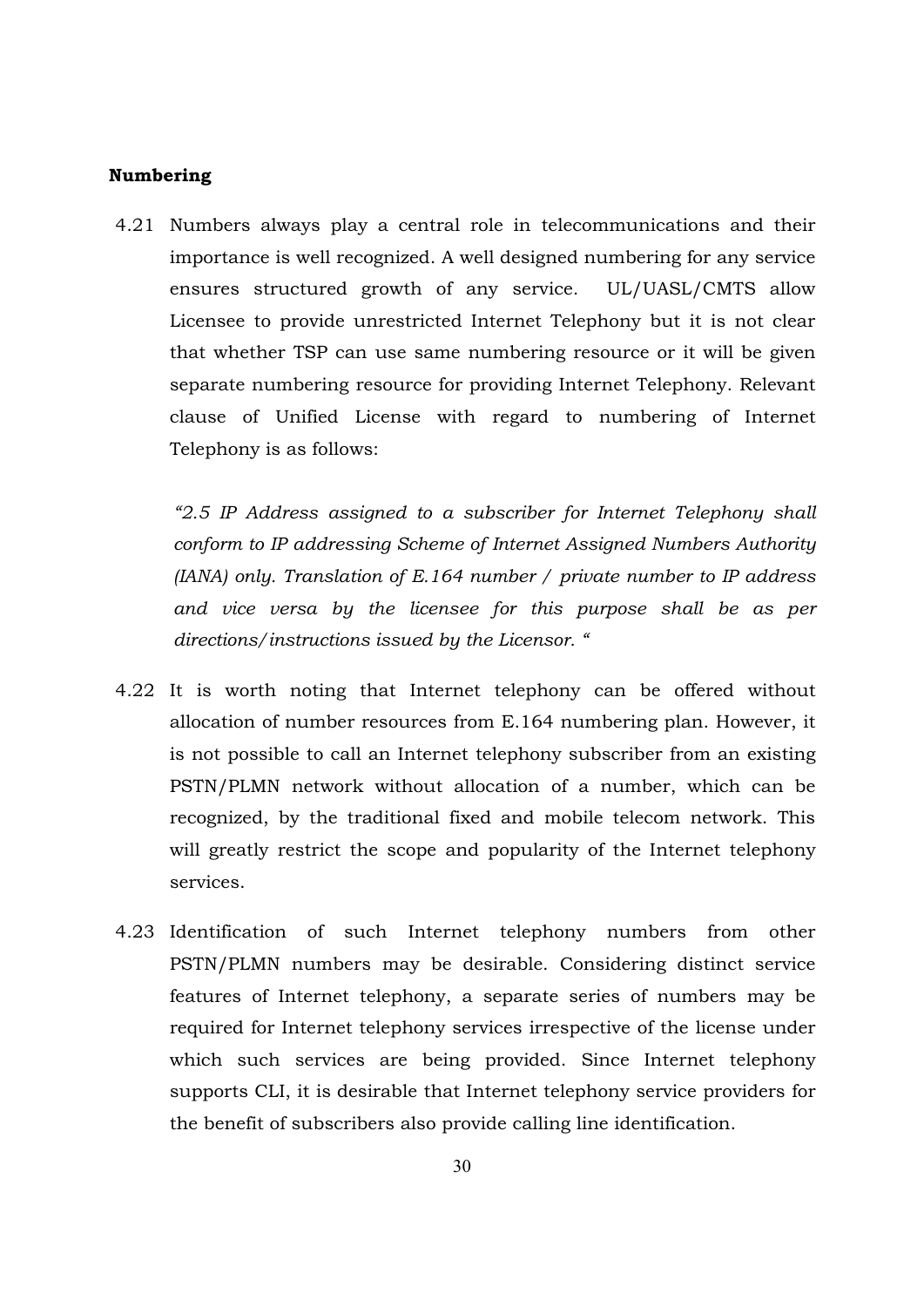**Numbering**

4.21 Numbers always play a central role in telecommunications and their importance is well recognized. A well designed numbering for any service ensures structured growth of any service. UL/UASL/CMTS allow Licensee to provide unrestricted Internet Telephony but it is not clear that whether TSP can use same numbering resource or it will be given separate numbering resource for providing Internet Telephony. Relevant clause of Unified License with regard to numbering of Internet Telephony is as follows:

*"2.5 IP Address assigned to a subscriber for Internet Telephony shall conform to IP addressing Scheme of Internet Assigned Numbers Authority (IANA) only. Translation of E.164 number / private number to IP address and vice versa by the licensee for this purpose shall be as per directions/instructions issued by the Licensor. "*

4.22 It is worth noting that Internet telephony can be offered without allocation of number resources from E.164 numbering plan. However, it is not possible to call an Internet telephony subscriber from an existing PSTN/PLMN network without allocation of a number, which can be recognized, by the traditional fixed and mobile telecom network. This will greatly restrict the scope and popularity of the Internet telephony services.

4.23 Identification of such Internet telephony numbers from other PSTN/PLMN numbers may be desirable. Considering distinct service features of Internet telephony, a separate series of numbers may be required for Internet telephony services irrespective of the license under which such services are being provided. Since Internet telephony supports CLI, it is desirable that Internet telephony service providers for the benefit of subscribers also provide calling line identification.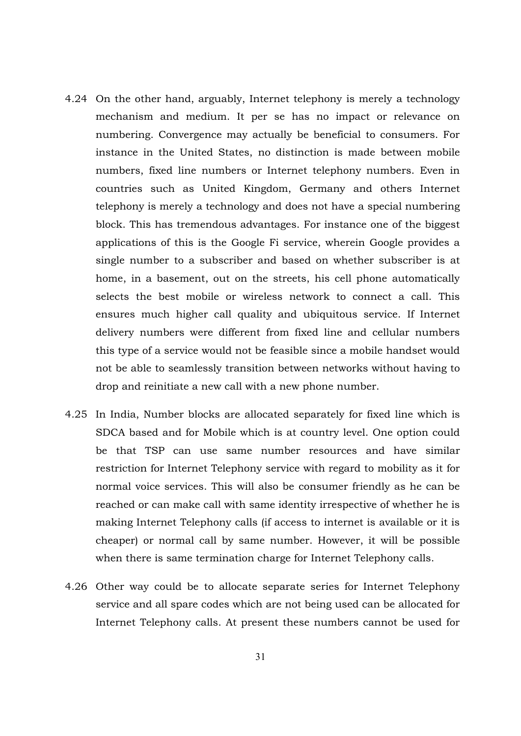4.24 On the other hand, arguably, Internet telephony is merely a technology mechanism and medium. It per se has no impact or relevance on numbering. Convergence may actually be beneficial to consumers. For instance in the United States, no distinction is made between mobile numbers, fixed line numbers or Internet telephony numbers. Even in countries such as United Kingdom, Germany and others Internet telephony is merely a technology and does not have a special numbering block. This has tremendous advantages. For instance one of the biggest applications of this is the Google Fi service, wherein Google provides a single number to a subscriber and based on whether subscriber is at home, in a basement, out on the streets, his cell phone automatically selects the best mobile or wireless network to connect a call. This ensures much higher call quality and ubiquitous service. If Internet delivery numbers were different from fixed line and cellular numbers this type of a service would not be feasible since a mobile handset would not be able to seamlessly transition between networks without having to drop and reinitiate a new call with a new phone number.

4.25 In India, Number blocks are allocated separately for fixed line which is SDCA based and for Mobile which is at country level. One option could be that TSP can use same number resources and have similar restriction for Internet Telephony service with regard to mobility as it for normal voice services. This will also be consumer friendly as he can be reached or can make call with same identity irrespective of whether he is making Internet Telephony calls (if access to internet is available or it is cheaper) or normal call by same number. However, it will be possible when there is same termination charge for Internet Telephony calls.

4.26 Other way could be to allocate separate series for Internet Telephony service and all spare codes which are not being used can be allocated for Internet Telephony calls. At present these numbers cannot be used for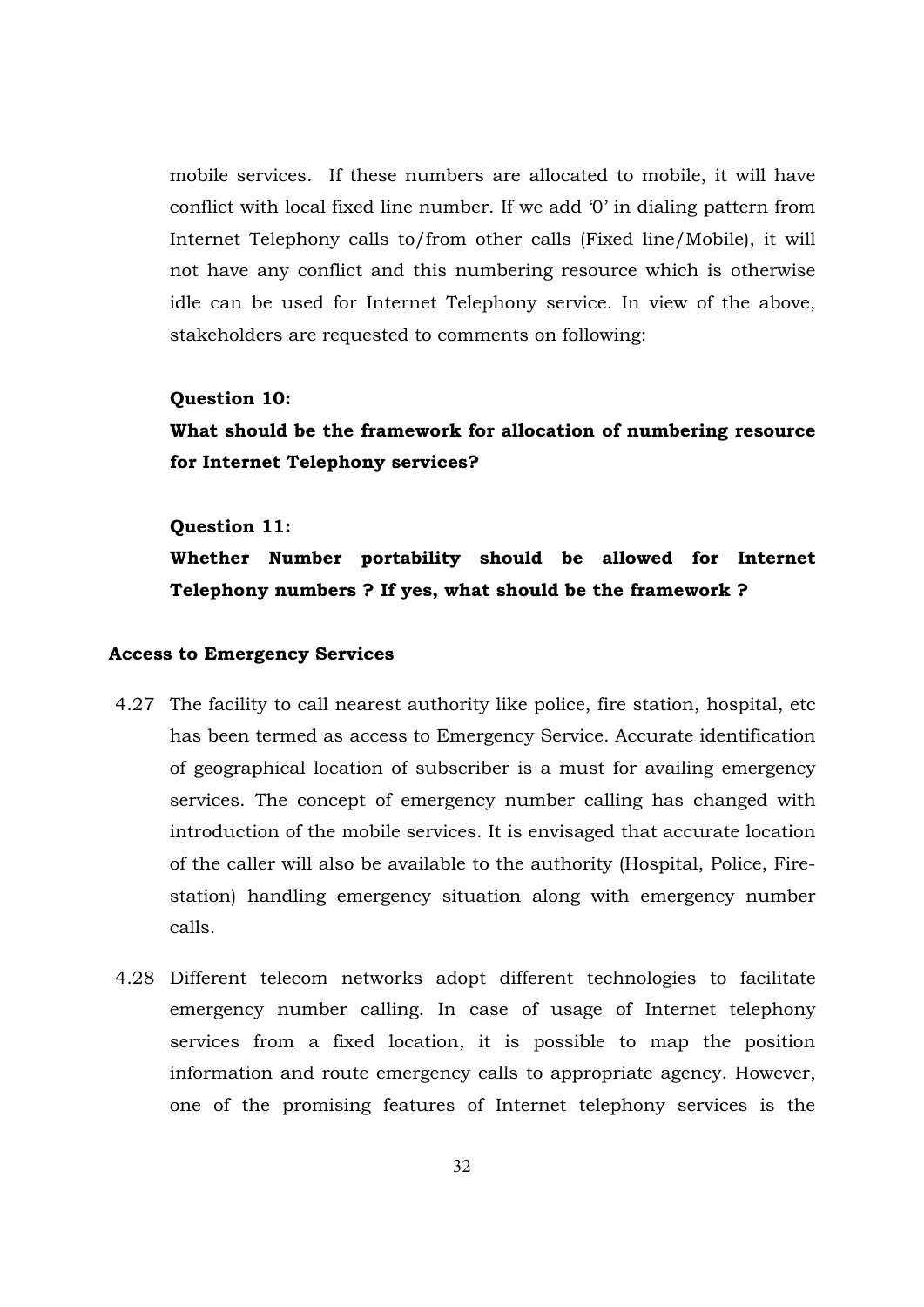mobile services. If these numbers are allocated to mobile, it will have conflict with local fixed line number. If we add '0' in dialing pattern from Internet Telephony calls to/from other calls (Fixed line/Mobile), it will not have any conflict and this numbering resource which is otherwise idle can be used for Internet Telephony service. In view of the above, stakeholders are requested to comments on following:

**Question 10:**

**What should be the framework for allocation of numbering resource for Internet Telephony services?**

**Question 11:**

**Whether Number portability should be allowed for Internet Telephony numbers ? If yes, what should be the framework ?**

**Access to Emergency Services**

4.27 The facility to call nearest authority like police, fire station, hospital, etc has been termed as access to Emergency Service. Accurate identification of geographical location of subscriber is a must for availing emergency services. The concept of emergency number calling has changed with introduction of the mobile services. It is envisaged that accurate location of the caller will also be available to the authority (Hospital, Police, Fire-station) handling emergency situation along with emergency number calls.

4.28 Different telecom networks adopt different technologies to facilitate emergency number calling. In case of usage of Internet telephony services from a fixed location, it is possible to map the position information and route emergency calls to appropriate agency. However, one of the promising features of Internet telephony services is the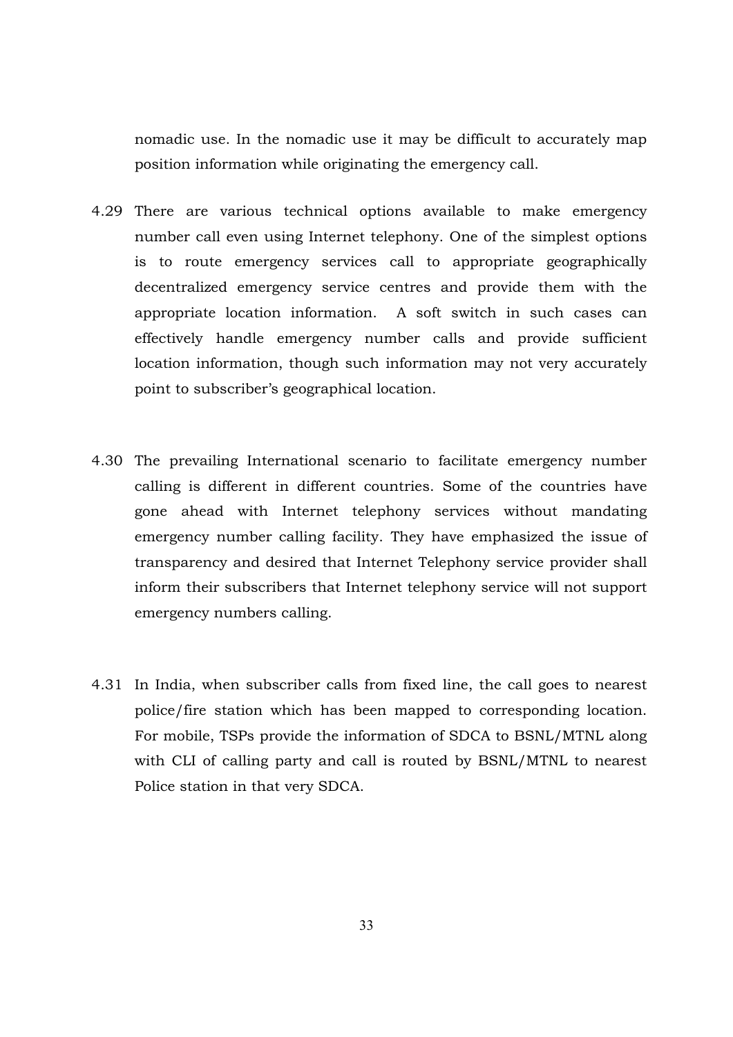nomadic use. In the nomadic use it may be difficult to accurately map position information while originating the emergency call.

4.29 There are various technical options available to make emergency number call even using Internet telephony. One of the simplest options is to route emergency services call to appropriate geographically decentralized emergency service centres and provide them with the appropriate location information. A soft switch in such cases can effectively handle emergency number calls and provide sufficient location information, though such information may not very accurately point to subscriber's geographical location.

4.30 The prevailing International scenario to facilitate emergency number calling is different in different countries. Some of the countries have gone ahead with Internet telephony services without mandating emergency number calling facility. They have emphasized the issue of transparency and desired that Internet Telephony service provider shall inform their subscribers that Internet telephony service will not support emergency numbers calling.

4.31 In India, when subscriber calls from fixed line, the call goes to nearest police/fire station which has been mapped to corresponding location. For mobile, TSPs provide the information of SDCA to BSNL/MTNL along with CLI of calling party and call is routed by BSNL/MTNL to nearest Police station in that very SDCA.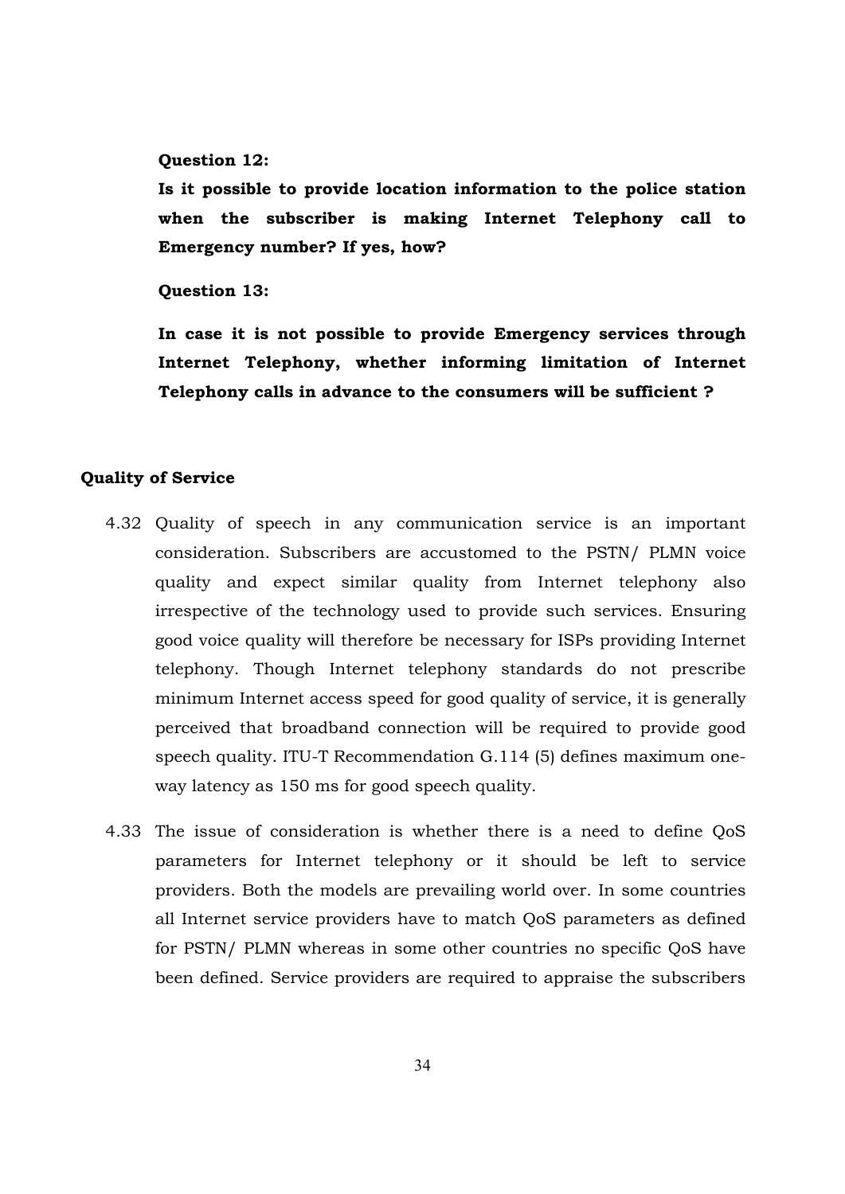**Question 12:**

**Is it possible to provide location information to the police station when the subscriber is making Internet Telephony call to Emergency number? If yes, how?**

**Question 13:**

**In case it is not possible to provide Emergency services through Internet Telephony, whether informing limitation of Internet Telephony calls in advance to the consumers will be sufficient ?**

**Quality of Service**

4.32 Quality of speech in any communication service is an important consideration. Subscribers are accustomed to the PSTN/ PLMN voice quality and expect similar quality from Internet telephony also irrespective of the technology used to provide such services. Ensuring good voice quality will therefore be necessary for ISPs providing Internet telephony. Though Internet telephony standards do not prescribe minimum Internet access speed for good quality of service, it is generally perceived that broadband connection will be required to provide good speech quality. ITU-T Recommendation G.114 (5) defines maximum one-way latency as 150 ms for good speech quality.

4.33 The issue of consideration is whether there is a need to define QoS parameters for Internet telephony or it should be left to service providers. Both the models are prevailing world over. In some countries all Internet service providers have to match QoS parameters as defined for PSTN/ PLMN whereas in some other countries no specific QoS have been defined. Service providers are required to appraise the subscribers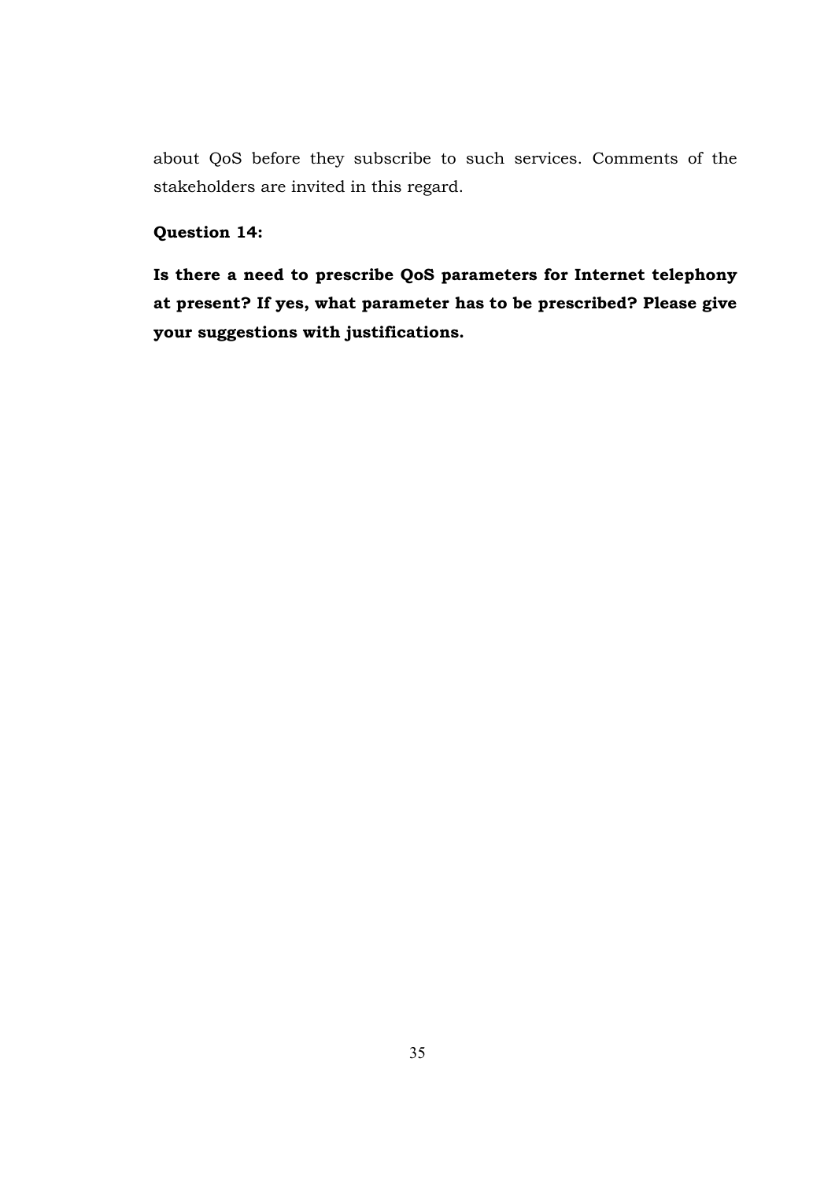about QoS before they subscribe to such services. Comments of the stakeholders are invited in this regard.

**Question 14:**

**Is there a need to prescribe QoS parameters for Internet telephony at present? If yes, what parameter has to be prescribed? Please give your suggestions with justifications.**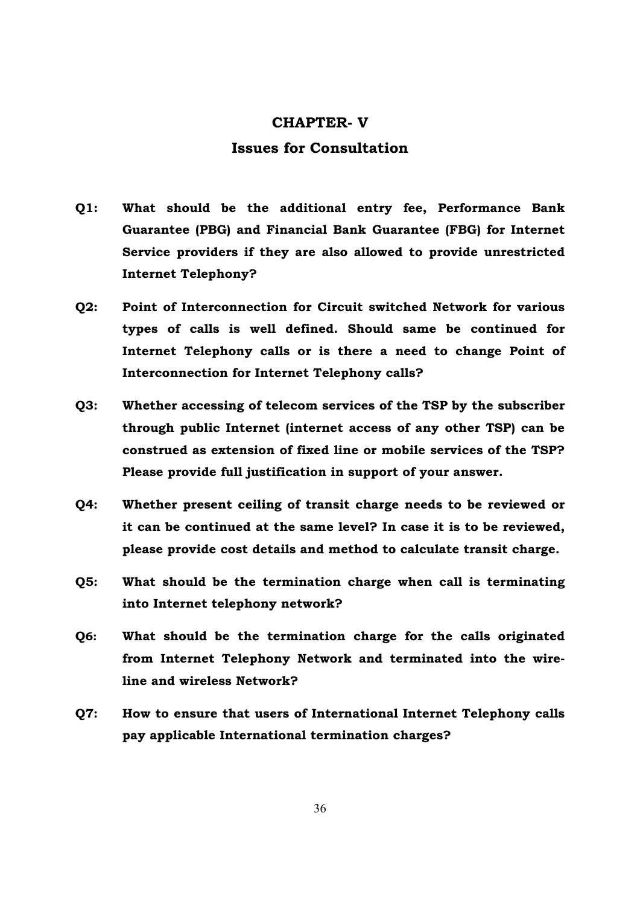# CHAPTER- V

## Issues for Consultation

**Q1: What should be the additional entry fee, Performance Bank Guarantee (PBG) and Financial Bank Guarantee (FBG) for Internet Service providers if they are also allowed to provide unrestricted Internet Telephony?**

**Q2: Point of Interconnection for Circuit switched Network for various types of calls is well defined. Should same be continued for Internet Telephony calls or is there a need to change Point of Interconnection for Internet Telephony calls?**

**Q3: Whether accessing of telecom services of the TSP by the subscriber through public Internet (internet access of any other TSP) can be construed as extension of fixed line or mobile services of the TSP? Please provide full justification in support of your answer.**

**Q4: Whether present ceiling of transit charge needs to be reviewed or it can be continued at the same level? In case it is to be reviewed, please provide cost details and method to calculate transit charge.**

**Q5: What should be the termination charge when call is terminating into Internet telephony network?**

**Q6: What should be the termination charge for the calls originated from Internet Telephony Network and terminated into the wire-line and wireless Network?**

**Q7: How to ensure that users of International Internet Telephony calls pay applicable International termination charges?**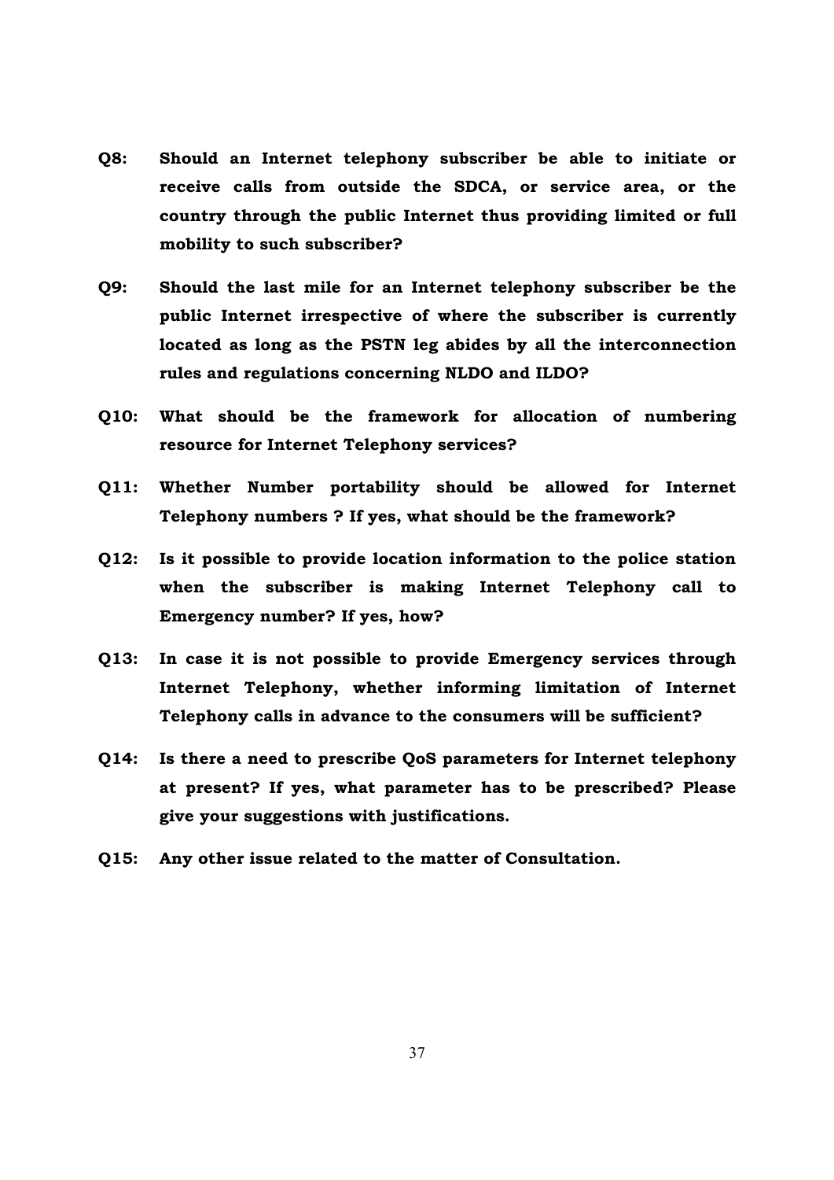**Q8: Should an Internet telephony subscriber be able to initiate or receive calls from outside the SDCA, or service area, or the country through the public Internet thus providing limited or full mobility to such subscriber?**

**Q9: Should the last mile for an Internet telephony subscriber be the public Internet irrespective of where the subscriber is currently located as long as the PSTN leg abides by all the interconnection rules and regulations concerning NLDO and ILDO?**

**Q10: What should be the framework for allocation of numbering resource for Internet Telephony services?**

**Q11: Whether Number portability should be allowed for Internet Telephony numbers ? If yes, what should be the framework?**

**Q12: Is it possible to provide location information to the police station when the subscriber is making Internet Telephony call to Emergency number? If yes, how?**

**Q13: In case it is not possible to provide Emergency services through Internet Telephony, whether informing limitation of Internet Telephony calls in advance to the consumers will be sufficient?**

**Q14: Is there a need to prescribe QoS parameters for Internet telephony at present? If yes, what parameter has to be prescribed? Please give your suggestions with justifications.**

**Q15: Any other issue related to the matter of Consultation.**